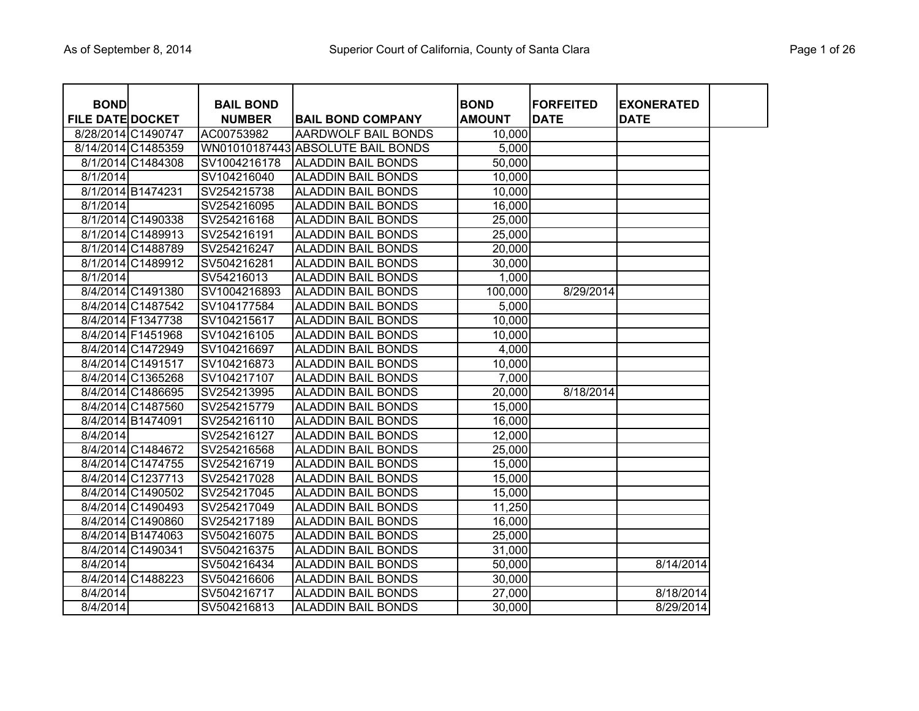| BOND FILE DATE | DOCKET | BAIL BOND NUMBER | BAIL BOND COMPANY | BOND AMOUNT | FORFEITED DATE | EXONERATED DATE |
|---|---|---|---|---|---|---|
| 8/28/2014 | C1490747 | AC00753982 | AARDWOLF BAIL BONDS | 10,000 | | |
| 8/14/2014 | C1485359 | WN01010187443 | ABSOLUTE BAIL BONDS | 5,000 | | |
| 8/1/2014 | C1484308 | SV1004216178 | ALADDIN BAIL BONDS | 50,000 | | |
| 8/1/2014 | | SV104216040 | ALADDIN BAIL BONDS | 10,000 | | |
| 8/1/2014 | B1474231 | SV254215738 | ALADDIN BAIL BONDS | 10,000 | | |
| 8/1/2014 | | SV254216095 | ALADDIN BAIL BONDS | 16,000 | | |
| 8/1/2014 | C1490338 | SV254216168 | ALADDIN BAIL BONDS | 25,000 | | |
| 8/1/2014 | C1489913 | SV254216191 | ALADDIN BAIL BONDS | 25,000 | | |
| 8/1/2014 | C1488789 | SV254216247 | ALADDIN BAIL BONDS | 20,000 | | |
| 8/1/2014 | C1489912 | SV504216281 | ALADDIN BAIL BONDS | 30,000 | | |
| 8/1/2014 | | SV54216013 | ALADDIN BAIL BONDS | 1,000 | | |
| 8/4/2014 | C1491380 | SV1004216893 | ALADDIN BAIL BONDS | 100,000 | 8/29/2014 | |
| 8/4/2014 | C1487542 | SV104177584 | ALADDIN BAIL BONDS | 5,000 | | |
| 8/4/2014 | F1347738 | SV104215617 | ALADDIN BAIL BONDS | 10,000 | | |
| 8/4/2014 | F1451968 | SV104216105 | ALADDIN BAIL BONDS | 10,000 | | |
| 8/4/2014 | C1472949 | SV104216697 | ALADDIN BAIL BONDS | 4,000 | | |
| 8/4/2014 | C1491517 | SV104216873 | ALADDIN BAIL BONDS | 10,000 | | |
| 8/4/2014 | C1365268 | SV104217107 | ALADDIN BAIL BONDS | 7,000 | | |
| 8/4/2014 | C1486695 | SV254213995 | ALADDIN BAIL BONDS | 20,000 | 8/18/2014 | |
| 8/4/2014 | C1487560 | SV254215779 | ALADDIN BAIL BONDS | 15,000 | | |
| 8/4/2014 | B1474091 | SV254216110 | ALADDIN BAIL BONDS | 16,000 | | |
| 8/4/2014 | | SV254216127 | ALADDIN BAIL BONDS | 12,000 | | |
| 8/4/2014 | C1484672 | SV254216568 | ALADDIN BAIL BONDS | 25,000 | | |
| 8/4/2014 | C1474755 | SV254216719 | ALADDIN BAIL BONDS | 15,000 | | |
| 8/4/2014 | C1237713 | SV254217028 | ALADDIN BAIL BONDS | 15,000 | | |
| 8/4/2014 | C1490502 | SV254217045 | ALADDIN BAIL BONDS | 15,000 | | |
| 8/4/2014 | C1490493 | SV254217049 | ALADDIN BAIL BONDS | 11,250 | | |
| 8/4/2014 | C1490860 | SV254217189 | ALADDIN BAIL BONDS | 16,000 | | |
| 8/4/2014 | B1474063 | SV504216075 | ALADDIN BAIL BONDS | 25,000 | | |
| 8/4/2014 | C1490341 | SV504216375 | ALADDIN BAIL BONDS | 31,000 | | |
| 8/4/2014 | | SV504216434 | ALADDIN BAIL BONDS | 50,000 | | 8/14/2014 |
| 8/4/2014 | C1488223 | SV504216606 | ALADDIN BAIL BONDS | 30,000 | | |
| 8/4/2014 | | SV504216717 | ALADDIN BAIL BONDS | 27,000 | | 8/18/2014 |
| 8/4/2014 | | SV504216813 | ALADDIN BAIL BONDS | 30,000 | | 8/29/2014 |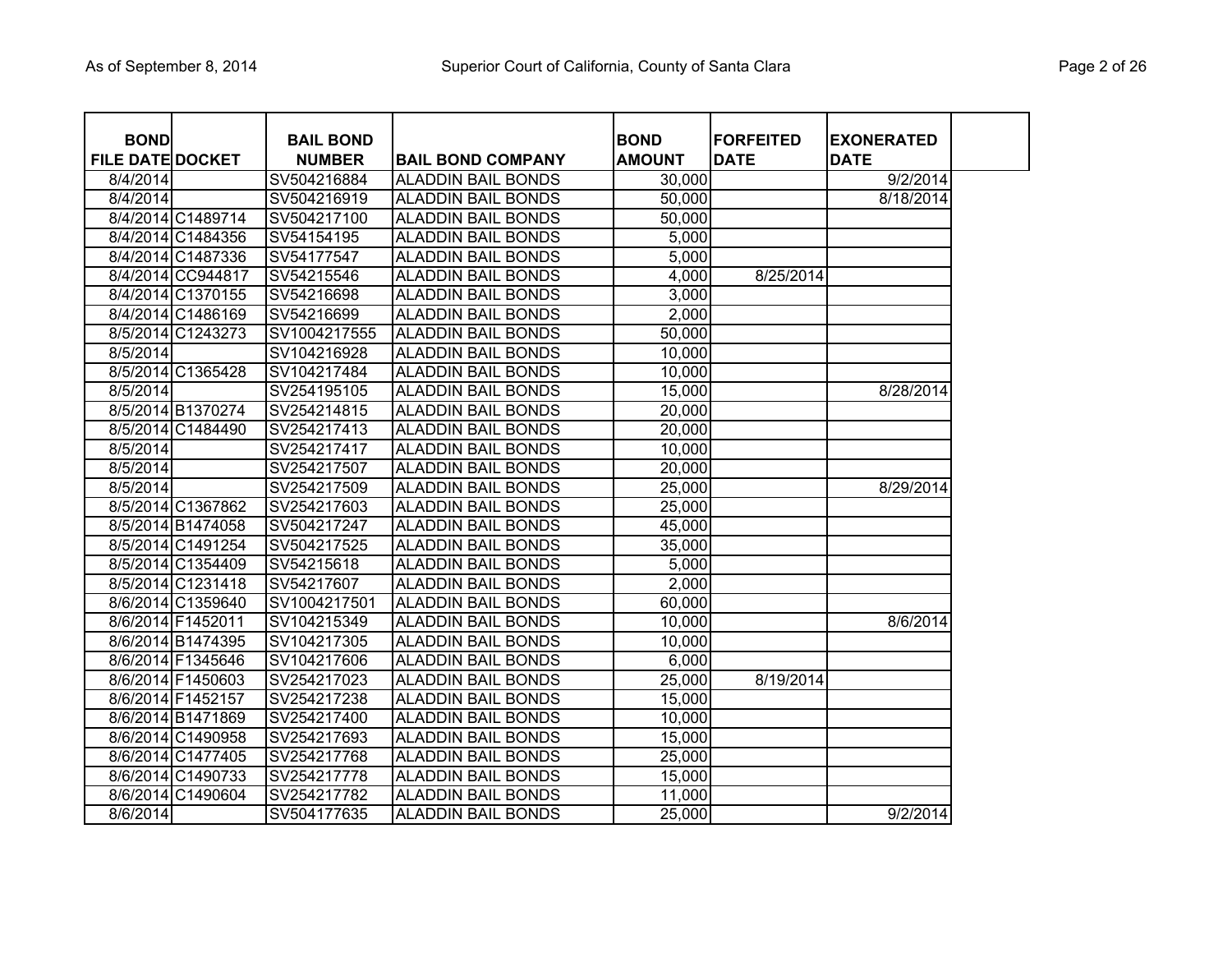| BOND FILE DATE | DOCKET | BAIL BOND NUMBER | BAIL BOND COMPANY | BOND AMOUNT | FORFEITED DATE | EXONERATED DATE |
|---|---|---|---|---|---|---|
| 8/4/2014 | | SV504216884 | ALADDIN BAIL BONDS | 30,000 | | 9/2/2014 |
| 8/4/2014 | | SV504216919 | ALADDIN BAIL BONDS | 50,000 | | 8/18/2014 |
| 8/4/2014 | C1489714 | SV504217100 | ALADDIN BAIL BONDS | 50,000 | | |
| 8/4/2014 | C1484356 | SV54154195 | ALADDIN BAIL BONDS | 5,000 | | |
| 8/4/2014 | C1487336 | SV54177547 | ALADDIN BAIL BONDS | 5,000 | | |
| 8/4/2014 | CC944817 | SV54215546 | ALADDIN BAIL BONDS | 4,000 | 8/25/2014 | |
| 8/4/2014 | C1370155 | SV54216698 | ALADDIN BAIL BONDS | 3,000 | | |
| 8/4/2014 | C1486169 | SV54216699 | ALADDIN BAIL BONDS | 2,000 | | |
| 8/5/2014 | C1243273 | SV1004217555 | ALADDIN BAIL BONDS | 50,000 | | |
| 8/5/2014 | | SV104216928 | ALADDIN BAIL BONDS | 10,000 | | |
| 8/5/2014 | C1365428 | SV104217484 | ALADDIN BAIL BONDS | 10,000 | | |
| 8/5/2014 | | SV254195105 | ALADDIN BAIL BONDS | 15,000 | | 8/28/2014 |
| 8/5/2014 | B1370274 | SV254214815 | ALADDIN BAIL BONDS | 20,000 | | |
| 8/5/2014 | C1484490 | SV254217413 | ALADDIN BAIL BONDS | 20,000 | | |
| 8/5/2014 | | SV254217417 | ALADDIN BAIL BONDS | 10,000 | | |
| 8/5/2014 | | SV254217507 | ALADDIN BAIL BONDS | 20,000 | | |
| 8/5/2014 | | SV254217509 | ALADDIN BAIL BONDS | 25,000 | | 8/29/2014 |
| 8/5/2014 | C1367862 | SV254217603 | ALADDIN BAIL BONDS | 25,000 | | |
| 8/5/2014 | B1474058 | SV504217247 | ALADDIN BAIL BONDS | 45,000 | | |
| 8/5/2014 | C1491254 | SV504217525 | ALADDIN BAIL BONDS | 35,000 | | |
| 8/5/2014 | C1354409 | SV54215618 | ALADDIN BAIL BONDS | 5,000 | | |
| 8/5/2014 | C1231418 | SV54217607 | ALADDIN BAIL BONDS | 2,000 | | |
| 8/6/2014 | C1359640 | SV1004217501 | ALADDIN BAIL BONDS | 60,000 | | |
| 8/6/2014 | F1452011 | SV104215349 | ALADDIN BAIL BONDS | 10,000 | | 8/6/2014 |
| 8/6/2014 | B1474395 | SV104217305 | ALADDIN BAIL BONDS | 10,000 | | |
| 8/6/2014 | F1345646 | SV104217606 | ALADDIN BAIL BONDS | 6,000 | | |
| 8/6/2014 | F1450603 | SV254217023 | ALADDIN BAIL BONDS | 25,000 | 8/19/2014 | |
| 8/6/2014 | F1452157 | SV254217238 | ALADDIN BAIL BONDS | 15,000 | | |
| 8/6/2014 | B1471869 | SV254217400 | ALADDIN BAIL BONDS | 10,000 | | |
| 8/6/2014 | C1490958 | SV254217693 | ALADDIN BAIL BONDS | 15,000 | | |
| 8/6/2014 | C1477405 | SV254217768 | ALADDIN BAIL BONDS | 25,000 | | |
| 8/6/2014 | C1490733 | SV254217778 | ALADDIN BAIL BONDS | 15,000 | | |
| 8/6/2014 | C1490604 | SV254217782 | ALADDIN BAIL BONDS | 11,000 | | |
| 8/6/2014 | | SV504177635 | ALADDIN BAIL BONDS | 25,000 | | 9/2/2014 |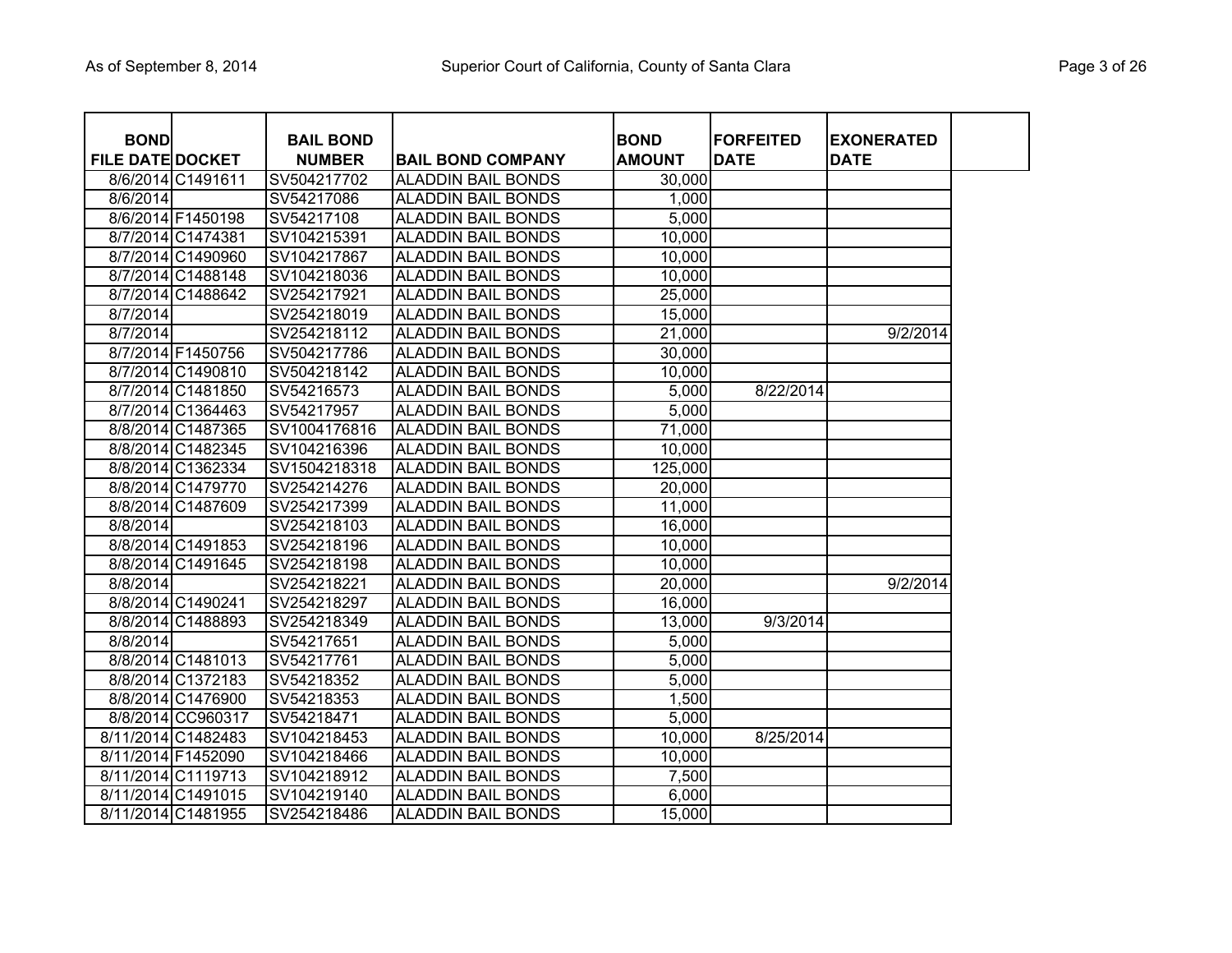| BOND FILE DATE | DOCKET | BAIL BOND NUMBER | BAIL BOND COMPANY | BOND AMOUNT | FORFEITED DATE | EXONERATED DATE |
|---|---|---|---|---|---|---|
| 8/6/2014 | C1491611 | SV504217702 | ALADDIN BAIL BONDS | 30,000 | | |
| 8/6/2014 | | SV54217086 | ALADDIN BAIL BONDS | 1,000 | | |
| 8/6/2014 | F1450198 | SV54217108 | ALADDIN BAIL BONDS | 5,000 | | |
| 8/7/2014 | C1474381 | SV104215391 | ALADDIN BAIL BONDS | 10,000 | | |
| 8/7/2014 | C1490960 | SV104217867 | ALADDIN BAIL BONDS | 10,000 | | |
| 8/7/2014 | C1488148 | SV104218036 | ALADDIN BAIL BONDS | 10,000 | | |
| 8/7/2014 | C1488642 | SV254217921 | ALADDIN BAIL BONDS | 25,000 | | |
| 8/7/2014 | | SV254218019 | ALADDIN BAIL BONDS | 15,000 | | |
| 8/7/2014 | | SV254218112 | ALADDIN BAIL BONDS | 21,000 | | 9/2/2014 |
| 8/7/2014 | F1450756 | SV504217786 | ALADDIN BAIL BONDS | 30,000 | | |
| 8/7/2014 | C1490810 | SV504218142 | ALADDIN BAIL BONDS | 10,000 | | |
| 8/7/2014 | C1481850 | SV54216573 | ALADDIN BAIL BONDS | 5,000 | 8/22/2014 | |
| 8/7/2014 | C1364463 | SV54217957 | ALADDIN BAIL BONDS | 5,000 | | |
| 8/8/2014 | C1487365 | SV1004176816 | ALADDIN BAIL BONDS | 71,000 | | |
| 8/8/2014 | C1482345 | SV104216396 | ALADDIN BAIL BONDS | 10,000 | | |
| 8/8/2014 | C1362334 | SV1504218318 | ALADDIN BAIL BONDS | 125,000 | | |
| 8/8/2014 | C1479770 | SV254214276 | ALADDIN BAIL BONDS | 20,000 | | |
| 8/8/2014 | C1487609 | SV254217399 | ALADDIN BAIL BONDS | 11,000 | | |
| 8/8/2014 | | SV254218103 | ALADDIN BAIL BONDS | 16,000 | | |
| 8/8/2014 | C1491853 | SV254218196 | ALADDIN BAIL BONDS | 10,000 | | |
| 8/8/2014 | C1491645 | SV254218198 | ALADDIN BAIL BONDS | 10,000 | | |
| 8/8/2014 | | SV254218221 | ALADDIN BAIL BONDS | 20,000 | | 9/2/2014 |
| 8/8/2014 | C1490241 | SV254218297 | ALADDIN BAIL BONDS | 16,000 | | |
| 8/8/2014 | C1488893 | SV254218349 | ALADDIN BAIL BONDS | 13,000 | 9/3/2014 | |
| 8/8/2014 | | SV54217651 | ALADDIN BAIL BONDS | 5,000 | | |
| 8/8/2014 | C1481013 | SV54217761 | ALADDIN BAIL BONDS | 5,000 | | |
| 8/8/2014 | C1372183 | SV54218352 | ALADDIN BAIL BONDS | 5,000 | | |
| 8/8/2014 | C1476900 | SV54218353 | ALADDIN BAIL BONDS | 1,500 | | |
| 8/8/2014 | CC960317 | SV54218471 | ALADDIN BAIL BONDS | 5,000 | | |
| 8/11/2014 | C1482483 | SV104218453 | ALADDIN BAIL BONDS | 10,000 | 8/25/2014 | |
| 8/11/2014 | F1452090 | SV104218466 | ALADDIN BAIL BONDS | 10,000 | | |
| 8/11/2014 | C1119713 | SV104218912 | ALADDIN BAIL BONDS | 7,500 | | |
| 8/11/2014 | C1491015 | SV104219140 | ALADDIN BAIL BONDS | 6,000 | | |
| 8/11/2014 | C1481955 | SV254218486 | ALADDIN BAIL BONDS | 15,000 | | |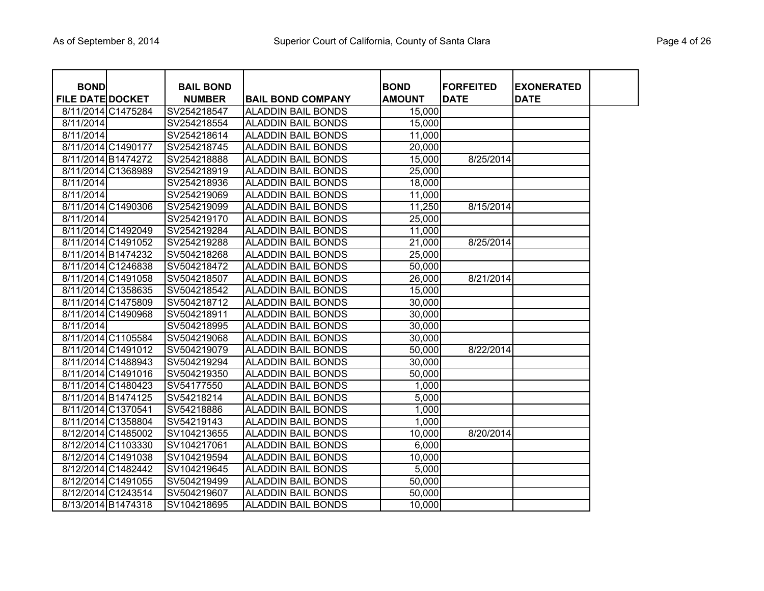| BOND FILE DATE | DOCKET | BAIL BOND NUMBER | BAIL BOND COMPANY | BOND AMOUNT | FORFEITED DATE | EXONERATED DATE |
|---|---|---|---|---|---|---|
| 8/11/2014 | C1475284 | SV254218547 | ALADDIN BAIL BONDS | 15,000 | | |
| 8/11/2014 | | SV254218554 | ALADDIN BAIL BONDS | 15,000 | | |
| 8/11/2014 | | SV254218614 | ALADDIN BAIL BONDS | 11,000 | | |
| 8/11/2014 | C1490177 | SV254218745 | ALADDIN BAIL BONDS | 20,000 | | |
| 8/11/2014 | B1474272 | SV254218888 | ALADDIN BAIL BONDS | 15,000 | 8/25/2014 | |
| 8/11/2014 | C1368989 | SV254218919 | ALADDIN BAIL BONDS | 25,000 | | |
| 8/11/2014 | | SV254218936 | ALADDIN BAIL BONDS | 18,000 | | |
| 8/11/2014 | | SV254219069 | ALADDIN BAIL BONDS | 11,000 | | |
| 8/11/2014 | C1490306 | SV254219099 | ALADDIN BAIL BONDS | 11,250 | 8/15/2014 | |
| 8/11/2014 | | SV254219170 | ALADDIN BAIL BONDS | 25,000 | | |
| 8/11/2014 | C1492049 | SV254219284 | ALADDIN BAIL BONDS | 11,000 | | |
| 8/11/2014 | C1491052 | SV254219288 | ALADDIN BAIL BONDS | 21,000 | 8/25/2014 | |
| 8/11/2014 | B1474232 | SV504218268 | ALADDIN BAIL BONDS | 25,000 | | |
| 8/11/2014 | C1246838 | SV504218472 | ALADDIN BAIL BONDS | 50,000 | | |
| 8/11/2014 | C1491058 | SV504218507 | ALADDIN BAIL BONDS | 26,000 | 8/21/2014 | |
| 8/11/2014 | C1358635 | SV504218542 | ALADDIN BAIL BONDS | 15,000 | | |
| 8/11/2014 | C1475809 | SV504218712 | ALADDIN BAIL BONDS | 30,000 | | |
| 8/11/2014 | C1490968 | SV504218911 | ALADDIN BAIL BONDS | 30,000 | | |
| 8/11/2014 | | SV504218995 | ALADDIN BAIL BONDS | 30,000 | | |
| 8/11/2014 | C1105584 | SV504219068 | ALADDIN BAIL BONDS | 30,000 | | |
| 8/11/2014 | C1491012 | SV504219079 | ALADDIN BAIL BONDS | 50,000 | 8/22/2014 | |
| 8/11/2014 | C1488943 | SV504219294 | ALADDIN BAIL BONDS | 30,000 | | |
| 8/11/2014 | C1491016 | SV504219350 | ALADDIN BAIL BONDS | 50,000 | | |
| 8/11/2014 | C1480423 | SV54177550 | ALADDIN BAIL BONDS | 1,000 | | |
| 8/11/2014 | B1474125 | SV54218214 | ALADDIN BAIL BONDS | 5,000 | | |
| 8/11/2014 | C1370541 | SV54218886 | ALADDIN BAIL BONDS | 1,000 | | |
| 8/11/2014 | C1358804 | SV54219143 | ALADDIN BAIL BONDS | 1,000 | | |
| 8/12/2014 | C1485002 | SV104213655 | ALADDIN BAIL BONDS | 10,000 | 8/20/2014 | |
| 8/12/2014 | C1103330 | SV104217061 | ALADDIN BAIL BONDS | 6,000 | | |
| 8/12/2014 | C1491038 | SV104219594 | ALADDIN BAIL BONDS | 10,000 | | |
| 8/12/2014 | C1482442 | SV104219645 | ALADDIN BAIL BONDS | 5,000 | | |
| 8/12/2014 | C1491055 | SV504219499 | ALADDIN BAIL BONDS | 50,000 | | |
| 8/12/2014 | C1243514 | SV504219607 | ALADDIN BAIL BONDS | 50,000 | | |
| 8/13/2014 | B1474318 | SV104218695 | ALADDIN BAIL BONDS | 10,000 | | |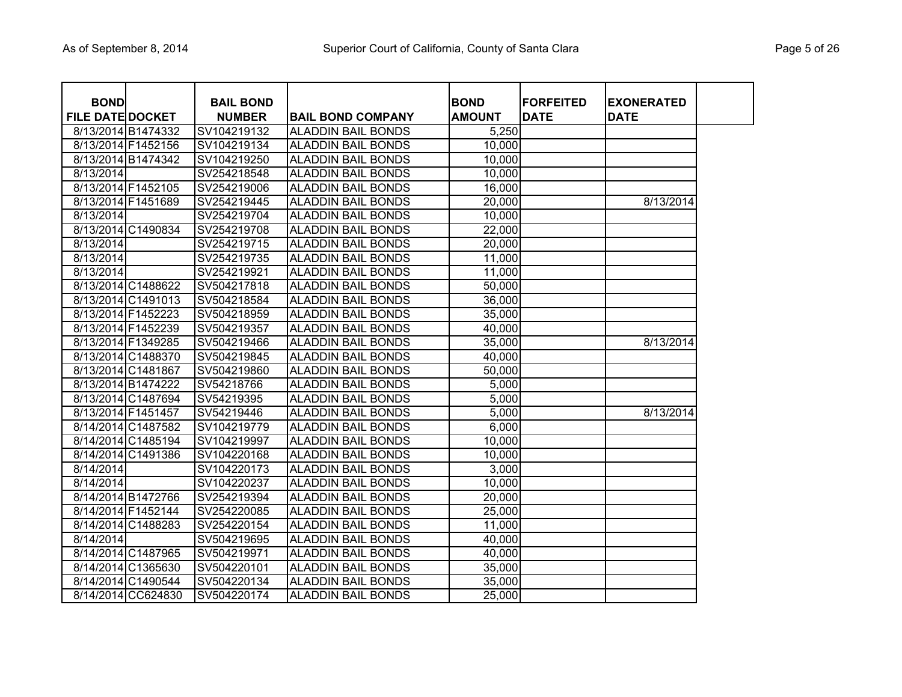| BOND FILE DATE | DOCKET | BAIL BOND NUMBER | BAIL BOND COMPANY | BOND AMOUNT | FORFEITED DATE | EXONERATED DATE | |
|---|---|---|---|---|---|---|---|
| 8/13/2014 | B1474332 | SV104219132 | ALADDIN BAIL BONDS | 5,250 | | | |
| 8/13/2014 | F1452156 | SV104219134 | ALADDIN BAIL BONDS | 10,000 | | | |
| 8/13/2014 | B1474342 | SV104219250 | ALADDIN BAIL BONDS | 10,000 | | | |
| 8/13/2014 | | SV254218548 | ALADDIN BAIL BONDS | 10,000 | | | |
| 8/13/2014 | F1452105 | SV254219006 | ALADDIN BAIL BONDS | 16,000 | | | |
| 8/13/2014 | F1451689 | SV254219445 | ALADDIN BAIL BONDS | 20,000 | | 8/13/2014 | |
| 8/13/2014 | | SV254219704 | ALADDIN BAIL BONDS | 10,000 | | | |
| 8/13/2014 | C1490834 | SV254219708 | ALADDIN BAIL BONDS | 22,000 | | | |
| 8/13/2014 | | SV254219715 | ALADDIN BAIL BONDS | 20,000 | | | |
| 8/13/2014 | | SV254219735 | ALADDIN BAIL BONDS | 11,000 | | | |
| 8/13/2014 | | SV254219921 | ALADDIN BAIL BONDS | 11,000 | | | |
| 8/13/2014 | C1488622 | SV504217818 | ALADDIN BAIL BONDS | 50,000 | | | |
| 8/13/2014 | C1491013 | SV504218584 | ALADDIN BAIL BONDS | 36,000 | | | |
| 8/13/2014 | F1452223 | SV504218959 | ALADDIN BAIL BONDS | 35,000 | | | |
| 8/13/2014 | F1452239 | SV504219357 | ALADDIN BAIL BONDS | 40,000 | | | |
| 8/13/2014 | F1349285 | SV504219466 | ALADDIN BAIL BONDS | 35,000 | | 8/13/2014 | |
| 8/13/2014 | C1488370 | SV504219845 | ALADDIN BAIL BONDS | 40,000 | | | |
| 8/13/2014 | C1481867 | SV504219860 | ALADDIN BAIL BONDS | 50,000 | | | |
| 8/13/2014 | B1474222 | SV54218766 | ALADDIN BAIL BONDS | 5,000 | | | |
| 8/13/2014 | C1487694 | SV54219395 | ALADDIN BAIL BONDS | 5,000 | | | |
| 8/13/2014 | F1451457 | SV54219446 | ALADDIN BAIL BONDS | 5,000 | | 8/13/2014 | |
| 8/14/2014 | C1487582 | SV104219779 | ALADDIN BAIL BONDS | 6,000 | | | |
| 8/14/2014 | C1485194 | SV104219997 | ALADDIN BAIL BONDS | 10,000 | | | |
| 8/14/2014 | C1491386 | SV104220168 | ALADDIN BAIL BONDS | 10,000 | | | |
| 8/14/2014 | | SV104220173 | ALADDIN BAIL BONDS | 3,000 | | | |
| 8/14/2014 | | SV104220237 | ALADDIN BAIL BONDS | 10,000 | | | |
| 8/14/2014 | B1472766 | SV254219394 | ALADDIN BAIL BONDS | 20,000 | | | |
| 8/14/2014 | F1452144 | SV254220085 | ALADDIN BAIL BONDS | 25,000 | | | |
| 8/14/2014 | C1488283 | SV254220154 | ALADDIN BAIL BONDS | 11,000 | | | |
| 8/14/2014 | | SV504219695 | ALADDIN BAIL BONDS | 40,000 | | | |
| 8/14/2014 | C1487965 | SV504219971 | ALADDIN BAIL BONDS | 40,000 | | | |
| 8/14/2014 | C1365630 | SV504220101 | ALADDIN BAIL BONDS | 35,000 | | | |
| 8/14/2014 | C1490544 | SV504220134 | ALADDIN BAIL BONDS | 35,000 | | | |
| 8/14/2014 | CC624830 | SV504220174 | ALADDIN BAIL BONDS | 25,000 | | | |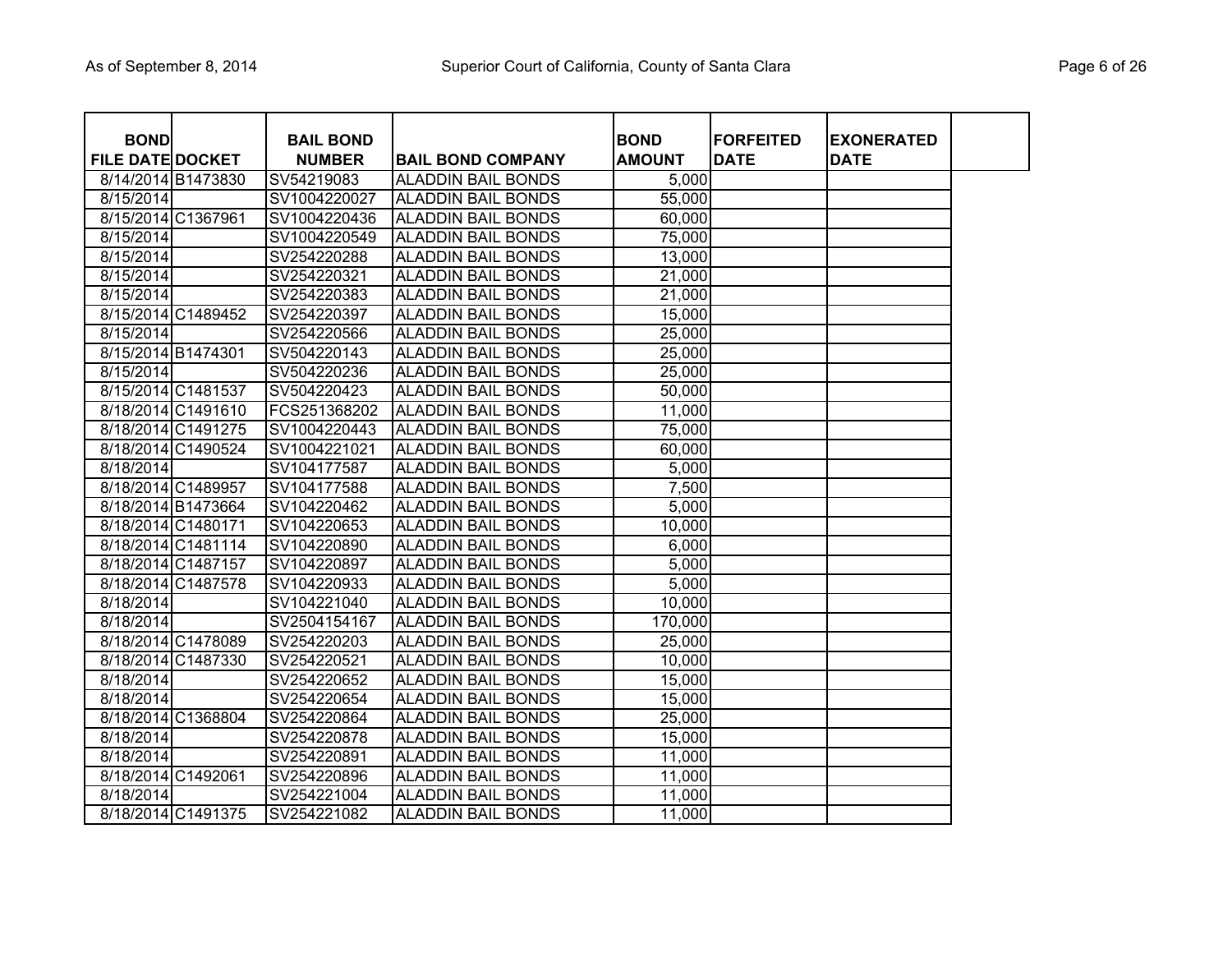| BOND FILE DATE | DOCKET | BAIL BOND NUMBER | BAIL BOND COMPANY | BOND AMOUNT | FORFEITED DATE | EXONERATED DATE |
|---|---|---|---|---|---|---|
| 8/14/2014 | B1473830 | SV54219083 | ALADDIN BAIL BONDS | 5,000 | | |
| 8/15/2014 | | SV1004220027 | ALADDIN BAIL BONDS | 55,000 | | |
| 8/15/2014 | C1367961 | SV1004220436 | ALADDIN BAIL BONDS | 60,000 | | |
| 8/15/2014 | | SV1004220549 | ALADDIN BAIL BONDS | 75,000 | | |
| 8/15/2014 | | SV254220288 | ALADDIN BAIL BONDS | 13,000 | | |
| 8/15/2014 | | SV254220321 | ALADDIN BAIL BONDS | 21,000 | | |
| 8/15/2014 | | SV254220383 | ALADDIN BAIL BONDS | 21,000 | | |
| 8/15/2014 | C1489452 | SV254220397 | ALADDIN BAIL BONDS | 15,000 | | |
| 8/15/2014 | | SV254220566 | ALADDIN BAIL BONDS | 25,000 | | |
| 8/15/2014 | B1474301 | SV504220143 | ALADDIN BAIL BONDS | 25,000 | | |
| 8/15/2014 | | SV504220236 | ALADDIN BAIL BONDS | 25,000 | | |
| 8/15/2014 | C1481537 | SV504220423 | ALADDIN BAIL BONDS | 50,000 | | |
| 8/18/2014 | C1491610 | FCS251368202 | ALADDIN BAIL BONDS | 11,000 | | |
| 8/18/2014 | C1491275 | SV1004220443 | ALADDIN BAIL BONDS | 75,000 | | |
| 8/18/2014 | C1490524 | SV1004221021 | ALADDIN BAIL BONDS | 60,000 | | |
| 8/18/2014 | | SV104177587 | ALADDIN BAIL BONDS | 5,000 | | |
| 8/18/2014 | C1489957 | SV104177588 | ALADDIN BAIL BONDS | 7,500 | | |
| 8/18/2014 | B1473664 | SV104220462 | ALADDIN BAIL BONDS | 5,000 | | |
| 8/18/2014 | C1480171 | SV104220653 | ALADDIN BAIL BONDS | 10,000 | | |
| 8/18/2014 | C1481114 | SV104220890 | ALADDIN BAIL BONDS | 6,000 | | |
| 8/18/2014 | C1487157 | SV104220897 | ALADDIN BAIL BONDS | 5,000 | | |
| 8/18/2014 | C1487578 | SV104220933 | ALADDIN BAIL BONDS | 5,000 | | |
| 8/18/2014 | | SV104221040 | ALADDIN BAIL BONDS | 10,000 | | |
| 8/18/2014 | | SV2504154167 | ALADDIN BAIL BONDS | 170,000 | | |
| 8/18/2014 | C1478089 | SV254220203 | ALADDIN BAIL BONDS | 25,000 | | |
| 8/18/2014 | C1487330 | SV254220521 | ALADDIN BAIL BONDS | 10,000 | | |
| 8/18/2014 | | SV254220652 | ALADDIN BAIL BONDS | 15,000 | | |
| 8/18/2014 | | SV254220654 | ALADDIN BAIL BONDS | 15,000 | | |
| 8/18/2014 | C1368804 | SV254220864 | ALADDIN BAIL BONDS | 25,000 | | |
| 8/18/2014 | | SV254220878 | ALADDIN BAIL BONDS | 15,000 | | |
| 8/18/2014 | | SV254220891 | ALADDIN BAIL BONDS | 11,000 | | |
| 8/18/2014 | C1492061 | SV254220896 | ALADDIN BAIL BONDS | 11,000 | | |
| 8/18/2014 | | SV254221004 | ALADDIN BAIL BONDS | 11,000 | | |
| 8/18/2014 | C1491375 | SV254221082 | ALADDIN BAIL BONDS | 11,000 | | |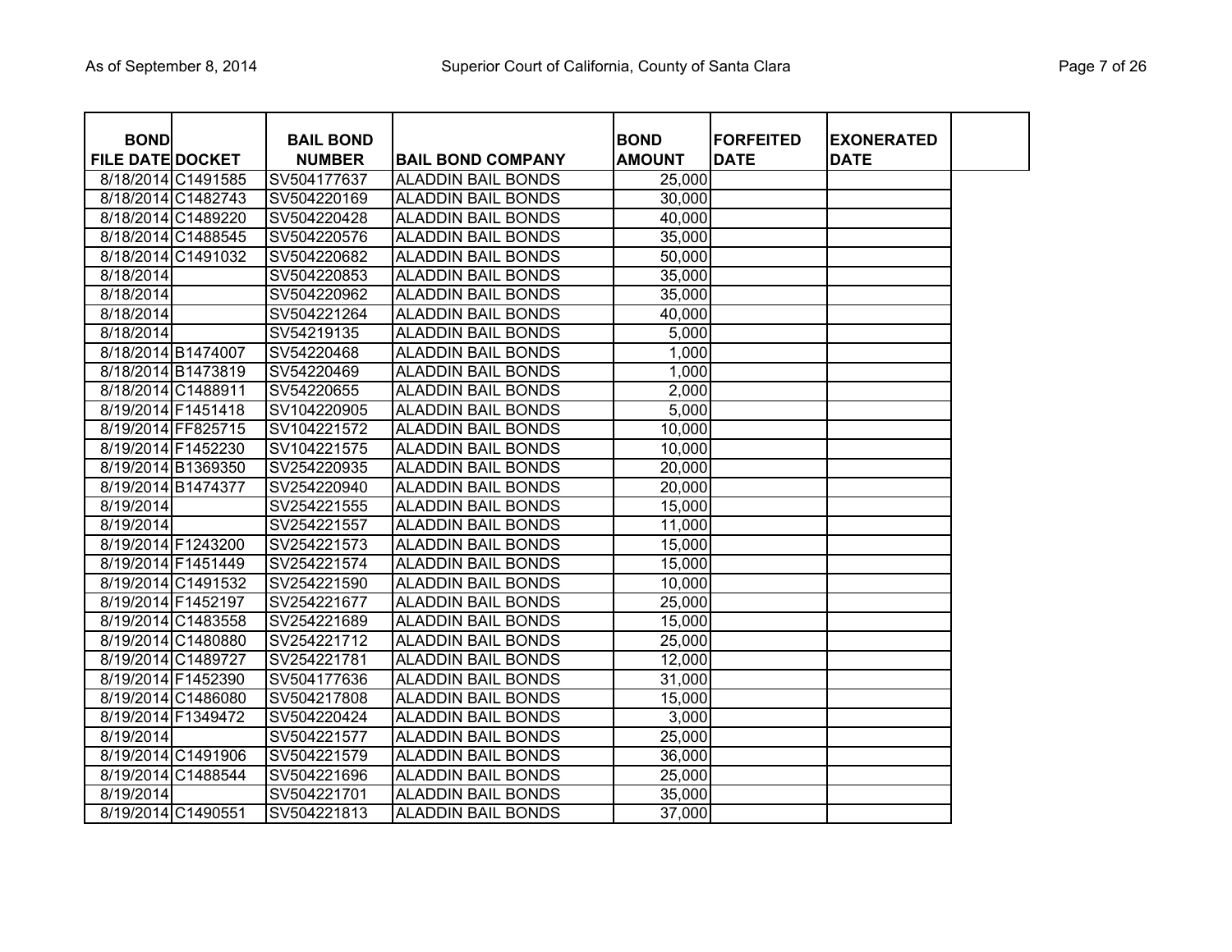| BOND FILE DATE | DOCKET | BAIL BOND NUMBER | BAIL BOND COMPANY | BOND AMOUNT | FORFEITED DATE | EXONERATED DATE |
|---|---|---|---|---|---|---|
| 8/18/2014 | C1491585 | SV504177637 | ALADDIN BAIL BONDS | 25,000 | | |
| 8/18/2014 | C1482743 | SV504220169 | ALADDIN BAIL BONDS | 30,000 | | |
| 8/18/2014 | C1489220 | SV504220428 | ALADDIN BAIL BONDS | 40,000 | | |
| 8/18/2014 | C1488545 | SV504220576 | ALADDIN BAIL BONDS | 35,000 | | |
| 8/18/2014 | C1491032 | SV504220682 | ALADDIN BAIL BONDS | 50,000 | | |
| 8/18/2014 | | SV504220853 | ALADDIN BAIL BONDS | 35,000 | | |
| 8/18/2014 | | SV504220962 | ALADDIN BAIL BONDS | 35,000 | | |
| 8/18/2014 | | SV504221264 | ALADDIN BAIL BONDS | 40,000 | | |
| 8/18/2014 | | SV54219135 | ALADDIN BAIL BONDS | 5,000 | | |
| 8/18/2014 | B1474007 | SV54220468 | ALADDIN BAIL BONDS | 1,000 | | |
| 8/18/2014 | B1473819 | SV54220469 | ALADDIN BAIL BONDS | 1,000 | | |
| 8/18/2014 | C1488911 | SV54220655 | ALADDIN BAIL BONDS | 2,000 | | |
| 8/19/2014 | F1451418 | SV104220905 | ALADDIN BAIL BONDS | 5,000 | | |
| 8/19/2014 | FF825715 | SV104221572 | ALADDIN BAIL BONDS | 10,000 | | |
| 8/19/2014 | F1452230 | SV104221575 | ALADDIN BAIL BONDS | 10,000 | | |
| 8/19/2014 | B1369350 | SV254220935 | ALADDIN BAIL BONDS | 20,000 | | |
| 8/19/2014 | B1474377 | SV254220940 | ALADDIN BAIL BONDS | 20,000 | | |
| 8/19/2014 | | SV254221555 | ALADDIN BAIL BONDS | 15,000 | | |
| 8/19/2014 | | SV254221557 | ALADDIN BAIL BONDS | 11,000 | | |
| 8/19/2014 | F1243200 | SV254221573 | ALADDIN BAIL BONDS | 15,000 | | |
| 8/19/2014 | F1451449 | SV254221574 | ALADDIN BAIL BONDS | 15,000 | | |
| 8/19/2014 | C1491532 | SV254221590 | ALADDIN BAIL BONDS | 10,000 | | |
| 8/19/2014 | F1452197 | SV254221677 | ALADDIN BAIL BONDS | 25,000 | | |
| 8/19/2014 | C1483558 | SV254221689 | ALADDIN BAIL BONDS | 15,000 | | |
| 8/19/2014 | C1480880 | SV254221712 | ALADDIN BAIL BONDS | 25,000 | | |
| 8/19/2014 | C1489727 | SV254221781 | ALADDIN BAIL BONDS | 12,000 | | |
| 8/19/2014 | F1452390 | SV504177636 | ALADDIN BAIL BONDS | 31,000 | | |
| 8/19/2014 | C1486080 | SV504217808 | ALADDIN BAIL BONDS | 15,000 | | |
| 8/19/2014 | F1349472 | SV504220424 | ALADDIN BAIL BONDS | 3,000 | | |
| 8/19/2014 | | SV504221577 | ALADDIN BAIL BONDS | 25,000 | | |
| 8/19/2014 | C1491906 | SV504221579 | ALADDIN BAIL BONDS | 36,000 | | |
| 8/19/2014 | C1488544 | SV504221696 | ALADDIN BAIL BONDS | 25,000 | | |
| 8/19/2014 | | SV504221701 | ALADDIN BAIL BONDS | 35,000 | | |
| 8/19/2014 | C1490551 | SV504221813 | ALADDIN BAIL BONDS | 37,000 | | |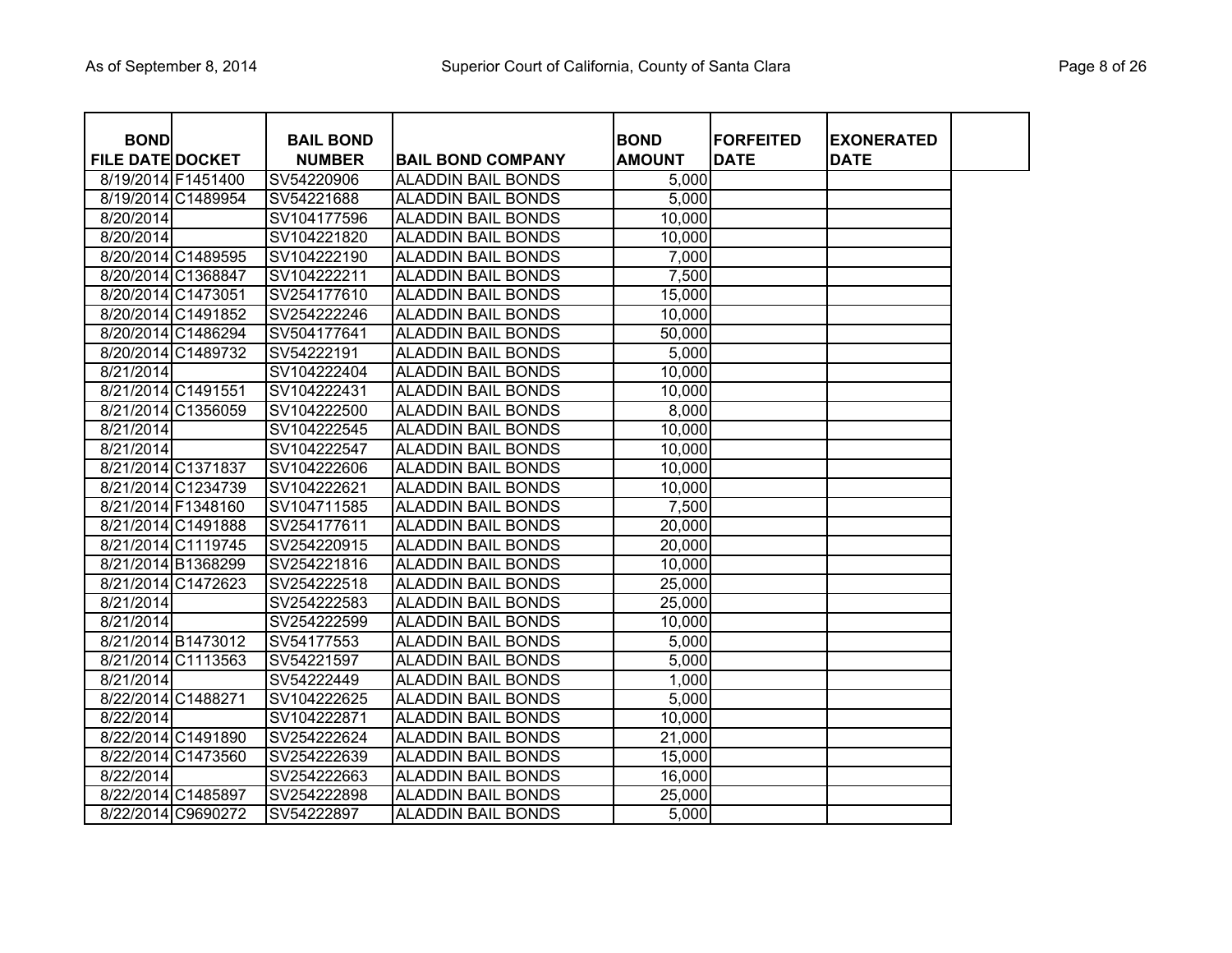| BOND FILE DATE | DOCKET | BAIL BOND NUMBER | BAIL BOND COMPANY | BOND AMOUNT | FORFEITED DATE | EXONERATED DATE |
|---|---|---|---|---|---|---|
| 8/19/2014 | F1451400 | SV54220906 | ALADDIN BAIL BONDS | 5,000 | | |
| 8/19/2014 | C1489954 | SV54221688 | ALADDIN BAIL BONDS | 5,000 | | |
| 8/20/2014 | | SV104177596 | ALADDIN BAIL BONDS | 10,000 | | |
| 8/20/2014 | | SV104221820 | ALADDIN BAIL BONDS | 10,000 | | |
| 8/20/2014 | C1489595 | SV104222190 | ALADDIN BAIL BONDS | 7,000 | | |
| 8/20/2014 | C1368847 | SV104222211 | ALADDIN BAIL BONDS | 7,500 | | |
| 8/20/2014 | C1473051 | SV254177610 | ALADDIN BAIL BONDS | 15,000 | | |
| 8/20/2014 | C1491852 | SV254222246 | ALADDIN BAIL BONDS | 10,000 | | |
| 8/20/2014 | C1486294 | SV504177641 | ALADDIN BAIL BONDS | 50,000 | | |
| 8/20/2014 | C1489732 | SV54222191 | ALADDIN BAIL BONDS | 5,000 | | |
| 8/21/2014 | | SV104222404 | ALADDIN BAIL BONDS | 10,000 | | |
| 8/21/2014 | C1491551 | SV104222431 | ALADDIN BAIL BONDS | 10,000 | | |
| 8/21/2014 | C1356059 | SV104222500 | ALADDIN BAIL BONDS | 8,000 | | |
| 8/21/2014 | | SV104222545 | ALADDIN BAIL BONDS | 10,000 | | |
| 8/21/2014 | | SV104222547 | ALADDIN BAIL BONDS | 10,000 | | |
| 8/21/2014 | C1371837 | SV104222606 | ALADDIN BAIL BONDS | 10,000 | | |
| 8/21/2014 | C1234739 | SV104222621 | ALADDIN BAIL BONDS | 10,000 | | |
| 8/21/2014 | F1348160 | SV104711585 | ALADDIN BAIL BONDS | 7,500 | | |
| 8/21/2014 | C1491888 | SV254177611 | ALADDIN BAIL BONDS | 20,000 | | |
| 8/21/2014 | C1119745 | SV254220915 | ALADDIN BAIL BONDS | 20,000 | | |
| 8/21/2014 | B1368299 | SV254221816 | ALADDIN BAIL BONDS | 10,000 | | |
| 8/21/2014 | C1472623 | SV254222518 | ALADDIN BAIL BONDS | 25,000 | | |
| 8/21/2014 | | SV254222583 | ALADDIN BAIL BONDS | 25,000 | | |
| 8/21/2014 | | SV254222599 | ALADDIN BAIL BONDS | 10,000 | | |
| 8/21/2014 | B1473012 | SV54177553 | ALADDIN BAIL BONDS | 5,000 | | |
| 8/21/2014 | C1113563 | SV54221597 | ALADDIN BAIL BONDS | 5,000 | | |
| 8/21/2014 | | SV54222449 | ALADDIN BAIL BONDS | 1,000 | | |
| 8/22/2014 | C1488271 | SV104222625 | ALADDIN BAIL BONDS | 5,000 | | |
| 8/22/2014 | | SV104222871 | ALADDIN BAIL BONDS | 10,000 | | |
| 8/22/2014 | C1491890 | SV254222624 | ALADDIN BAIL BONDS | 21,000 | | |
| 8/22/2014 | C1473560 | SV254222639 | ALADDIN BAIL BONDS | 15,000 | | |
| 8/22/2014 | | SV254222663 | ALADDIN BAIL BONDS | 16,000 | | |
| 8/22/2014 | C1485897 | SV254222898 | ALADDIN BAIL BONDS | 25,000 | | |
| 8/22/2014 | C9690272 | SV54222897 | ALADDIN BAIL BONDS | 5,000 | | |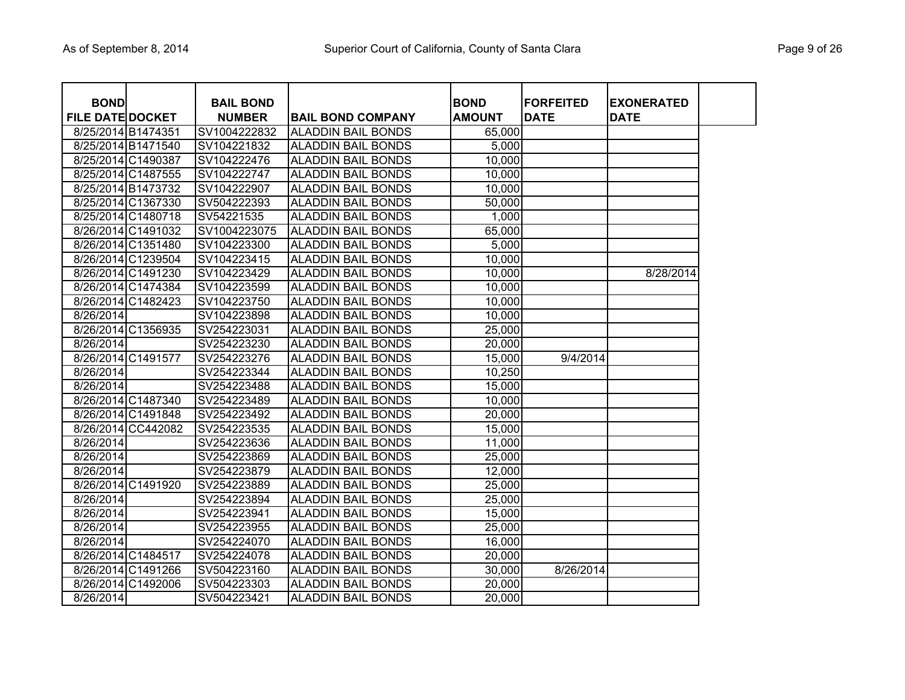| BOND FILE DATE | DOCKET | BAIL BOND NUMBER | BAIL BOND COMPANY | BOND AMOUNT | FORFEITED DATE | EXONERATED DATE |
|---|---|---|---|---|---|---|
| 8/25/2014 | B1474351 | SV1004222832 | ALADDIN BAIL BONDS | 65,000 | | |
| 8/25/2014 | B1471540 | SV104221832 | ALADDIN BAIL BONDS | 5,000 | | |
| 8/25/2014 | C1490387 | SV104222476 | ALADDIN BAIL BONDS | 10,000 | | |
| 8/25/2014 | C1487555 | SV104222747 | ALADDIN BAIL BONDS | 10,000 | | |
| 8/25/2014 | B1473732 | SV104222907 | ALADDIN BAIL BONDS | 10,000 | | |
| 8/25/2014 | C1367330 | SV504222393 | ALADDIN BAIL BONDS | 50,000 | | |
| 8/25/2014 | C1480718 | SV54221535 | ALADDIN BAIL BONDS | 1,000 | | |
| 8/26/2014 | C1491032 | SV1004223075 | ALADDIN BAIL BONDS | 65,000 | | |
| 8/26/2014 | C1351480 | SV104223300 | ALADDIN BAIL BONDS | 5,000 | | |
| 8/26/2014 | C1239504 | SV104223415 | ALADDIN BAIL BONDS | 10,000 | | |
| 8/26/2014 | C1491230 | SV104223429 | ALADDIN BAIL BONDS | 10,000 | | 8/28/2014 |
| 8/26/2014 | C1474384 | SV104223599 | ALADDIN BAIL BONDS | 10,000 | | |
| 8/26/2014 | C1482423 | SV104223750 | ALADDIN BAIL BONDS | 10,000 | | |
| 8/26/2014 | | SV104223898 | ALADDIN BAIL BONDS | 10,000 | | |
| 8/26/2014 | C1356935 | SV254223031 | ALADDIN BAIL BONDS | 25,000 | | |
| 8/26/2014 | | SV254223230 | ALADDIN BAIL BONDS | 20,000 | | |
| 8/26/2014 | C1491577 | SV254223276 | ALADDIN BAIL BONDS | 15,000 | 9/4/2014 | |
| 8/26/2014 | | SV254223344 | ALADDIN BAIL BONDS | 10,250 | | |
| 8/26/2014 | | SV254223488 | ALADDIN BAIL BONDS | 15,000 | | |
| 8/26/2014 | C1487340 | SV254223489 | ALADDIN BAIL BONDS | 10,000 | | |
| 8/26/2014 | C1491848 | SV254223492 | ALADDIN BAIL BONDS | 20,000 | | |
| 8/26/2014 | CC442082 | SV254223535 | ALADDIN BAIL BONDS | 15,000 | | |
| 8/26/2014 | | SV254223636 | ALADDIN BAIL BONDS | 11,000 | | |
| 8/26/2014 | | SV254223869 | ALADDIN BAIL BONDS | 25,000 | | |
| 8/26/2014 | | SV254223879 | ALADDIN BAIL BONDS | 12,000 | | |
| 8/26/2014 | C1491920 | SV254223889 | ALADDIN BAIL BONDS | 25,000 | | |
| 8/26/2014 | | SV254223894 | ALADDIN BAIL BONDS | 25,000 | | |
| 8/26/2014 | | SV254223941 | ALADDIN BAIL BONDS | 15,000 | | |
| 8/26/2014 | | SV254223955 | ALADDIN BAIL BONDS | 25,000 | | |
| 8/26/2014 | | SV254224070 | ALADDIN BAIL BONDS | 16,000 | | |
| 8/26/2014 | C1484517 | SV254224078 | ALADDIN BAIL BONDS | 20,000 | | |
| 8/26/2014 | C1491266 | SV504223160 | ALADDIN BAIL BONDS | 30,000 | 8/26/2014 | |
| 8/26/2014 | C1492006 | SV504223303 | ALADDIN BAIL BONDS | 20,000 | | |
| 8/26/2014 | | SV504223421 | ALADDIN BAIL BONDS | 20,000 | | |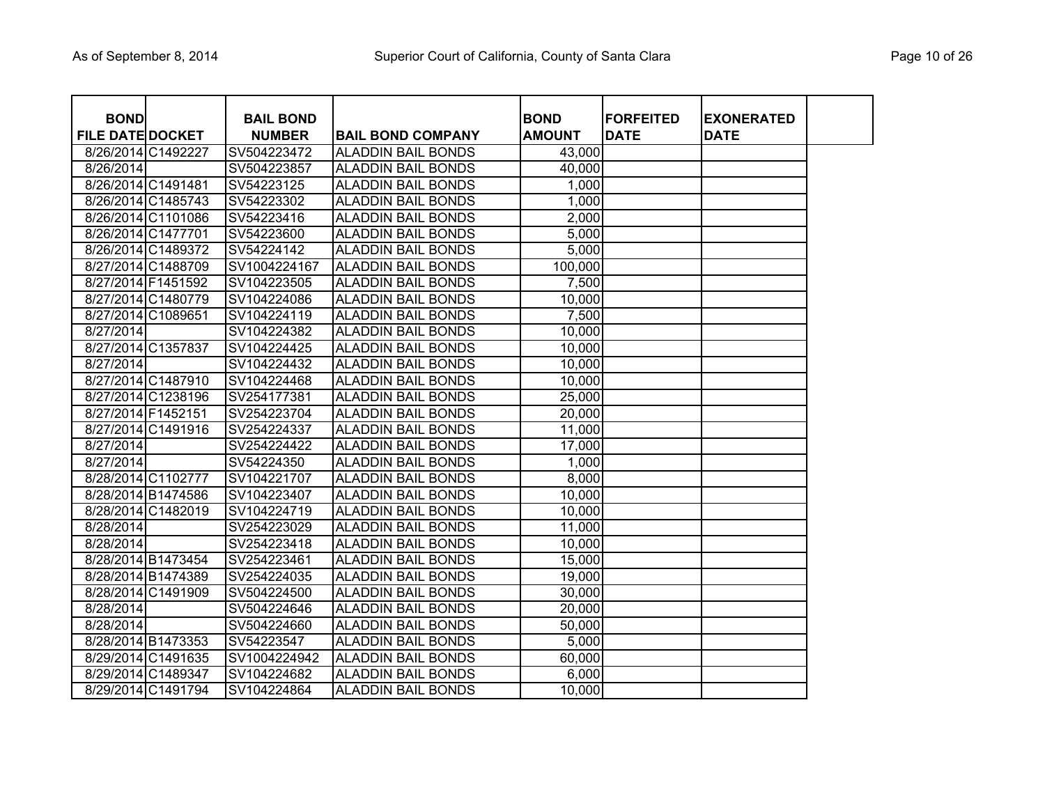| BOND FILE DATE | DOCKET | BAIL BOND NUMBER | BAIL BOND COMPANY | BOND AMOUNT | FORFEITED DATE | EXONERATED DATE |
|---|---|---|---|---|---|---|
| 8/26/2014 | C1492227 | SV504223472 | ALADDIN BAIL BONDS | 43,000 | | |
| 8/26/2014 | | SV504223857 | ALADDIN BAIL BONDS | 40,000 | | |
| 8/26/2014 | C1491481 | SV54223125 | ALADDIN BAIL BONDS | 1,000 | | |
| 8/26/2014 | C1485743 | SV54223302 | ALADDIN BAIL BONDS | 1,000 | | |
| 8/26/2014 | C1101086 | SV54223416 | ALADDIN BAIL BONDS | 2,000 | | |
| 8/26/2014 | C1477701 | SV54223600 | ALADDIN BAIL BONDS | 5,000 | | |
| 8/26/2014 | C1489372 | SV54224142 | ALADDIN BAIL BONDS | 5,000 | | |
| 8/27/2014 | C1488709 | SV1004224167 | ALADDIN BAIL BONDS | 100,000 | | |
| 8/27/2014 | F1451592 | SV104223505 | ALADDIN BAIL BONDS | 7,500 | | |
| 8/27/2014 | C1480779 | SV104224086 | ALADDIN BAIL BONDS | 10,000 | | |
| 8/27/2014 | C1089651 | SV104224119 | ALADDIN BAIL BONDS | 7,500 | | |
| 8/27/2014 | | SV104224382 | ALADDIN BAIL BONDS | 10,000 | | |
| 8/27/2014 | C1357837 | SV104224425 | ALADDIN BAIL BONDS | 10,000 | | |
| 8/27/2014 | | SV104224432 | ALADDIN BAIL BONDS | 10,000 | | |
| 8/27/2014 | C1487910 | SV104224468 | ALADDIN BAIL BONDS | 10,000 | | |
| 8/27/2014 | C1238196 | SV254177381 | ALADDIN BAIL BONDS | 25,000 | | |
| 8/27/2014 | F1452151 | SV254223704 | ALADDIN BAIL BONDS | 20,000 | | |
| 8/27/2014 | C1491916 | SV254224337 | ALADDIN BAIL BONDS | 11,000 | | |
| 8/27/2014 | | SV254224422 | ALADDIN BAIL BONDS | 17,000 | | |
| 8/27/2014 | | SV54224350 | ALADDIN BAIL BONDS | 1,000 | | |
| 8/28/2014 | C1102777 | SV104221707 | ALADDIN BAIL BONDS | 8,000 | | |
| 8/28/2014 | B1474586 | SV104223407 | ALADDIN BAIL BONDS | 10,000 | | |
| 8/28/2014 | C1482019 | SV104224719 | ALADDIN BAIL BONDS | 10,000 | | |
| 8/28/2014 | | SV254223029 | ALADDIN BAIL BONDS | 11,000 | | |
| 8/28/2014 | | SV254223418 | ALADDIN BAIL BONDS | 10,000 | | |
| 8/28/2014 | B1473454 | SV254223461 | ALADDIN BAIL BONDS | 15,000 | | |
| 8/28/2014 | B1474389 | SV254224035 | ALADDIN BAIL BONDS | 19,000 | | |
| 8/28/2014 | C1491909 | SV504224500 | ALADDIN BAIL BONDS | 30,000 | | |
| 8/28/2014 | | SV504224646 | ALADDIN BAIL BONDS | 20,000 | | |
| 8/28/2014 | | SV504224660 | ALADDIN BAIL BONDS | 50,000 | | |
| 8/28/2014 | B1473353 | SV54223547 | ALADDIN BAIL BONDS | 5,000 | | |
| 8/29/2014 | C1491635 | SV1004224942 | ALADDIN BAIL BONDS | 60,000 | | |
| 8/29/2014 | C1489347 | SV104224682 | ALADDIN BAIL BONDS | 6,000 | | |
| 8/29/2014 | C1491794 | SV104224864 | ALADDIN BAIL BONDS | 10,000 | | |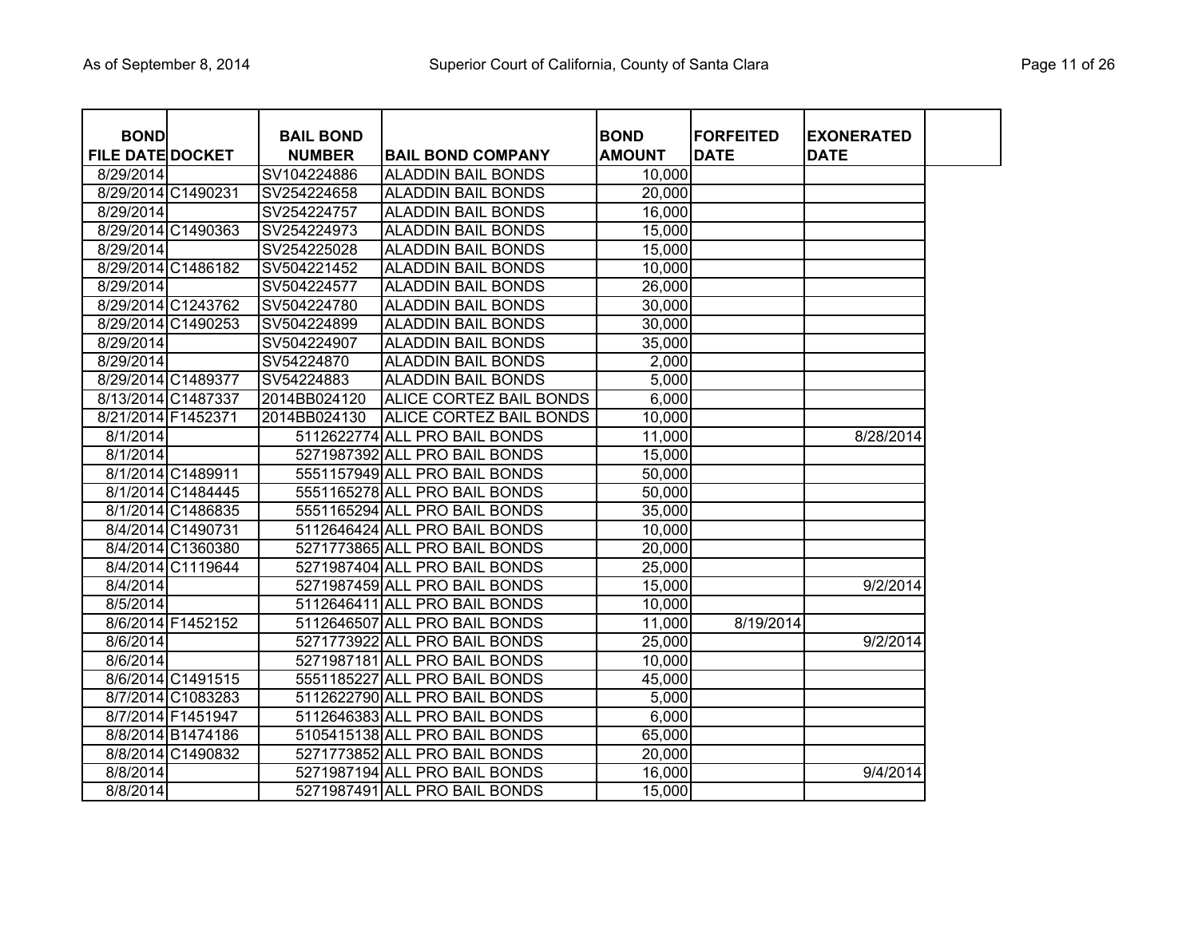| BOND FILE DATE | DOCKET | BAIL BOND NUMBER | BAIL BOND COMPANY | BOND AMOUNT | FORFEITED DATE | EXONERATED DATE |
|---|---|---|---|---|---|---|
| 8/29/2014 | | SV104224886 | ALADDIN BAIL BONDS | 10,000 | | |
| 8/29/2014 | C1490231 | SV254224658 | ALADDIN BAIL BONDS | 20,000 | | |
| 8/29/2014 | | SV254224757 | ALADDIN BAIL BONDS | 16,000 | | |
| 8/29/2014 | C1490363 | SV254224973 | ALADDIN BAIL BONDS | 15,000 | | |
| 8/29/2014 | | SV254225028 | ALADDIN BAIL BONDS | 15,000 | | |
| 8/29/2014 | C1486182 | SV504221452 | ALADDIN BAIL BONDS | 10,000 | | |
| 8/29/2014 | | SV504224577 | ALADDIN BAIL BONDS | 26,000 | | |
| 8/29/2014 | C1243762 | SV504224780 | ALADDIN BAIL BONDS | 30,000 | | |
| 8/29/2014 | C1490253 | SV504224899 | ALADDIN BAIL BONDS | 30,000 | | |
| 8/29/2014 | | SV504224907 | ALADDIN BAIL BONDS | 35,000 | | |
| 8/29/2014 | | SV54224870 | ALADDIN BAIL BONDS | 2,000 | | |
| 8/29/2014 | C1489377 | SV54224883 | ALADDIN BAIL BONDS | 5,000 | | |
| 8/13/2014 | C1487337 | 2014BB024120 | ALICE CORTEZ BAIL BONDS | 6,000 | | |
| 8/21/2014 | F1452371 | 2014BB024130 | ALICE CORTEZ BAIL BONDS | 10,000 | | |
| 8/1/2014 | | 5112622774 | ALL PRO BAIL BONDS | 11,000 | | 8/28/2014 |
| 8/1/2014 | | 5271987392 | ALL PRO BAIL BONDS | 15,000 | | |
| 8/1/2014 | C1489911 | 5551157949 | ALL PRO BAIL BONDS | 50,000 | | |
| 8/1/2014 | C1484445 | 5551165278 | ALL PRO BAIL BONDS | 50,000 | | |
| 8/1/2014 | C1486835 | 5551165294 | ALL PRO BAIL BONDS | 35,000 | | |
| 8/4/2014 | C1490731 | 5112646424 | ALL PRO BAIL BONDS | 10,000 | | |
| 8/4/2014 | C1360380 | 5271773865 | ALL PRO BAIL BONDS | 20,000 | | |
| 8/4/2014 | C1119644 | 5271987404 | ALL PRO BAIL BONDS | 25,000 | | |
| 8/4/2014 | | 5271987459 | ALL PRO BAIL BONDS | 15,000 | | 9/2/2014 |
| 8/5/2014 | | 5112646411 | ALL PRO BAIL BONDS | 10,000 | | |
| 8/6/2014 | F1452152 | 5112646507 | ALL PRO BAIL BONDS | 11,000 | 8/19/2014 | |
| 8/6/2014 | | 5271773922 | ALL PRO BAIL BONDS | 25,000 | | 9/2/2014 |
| 8/6/2014 | | 5271987181 | ALL PRO BAIL BONDS | 10,000 | | |
| 8/6/2014 | C1491515 | 5551185227 | ALL PRO BAIL BONDS | 45,000 | | |
| 8/7/2014 | C1083283 | 5112622790 | ALL PRO BAIL BONDS | 5,000 | | |
| 8/7/2014 | F1451947 | 5112646383 | ALL PRO BAIL BONDS | 6,000 | | |
| 8/8/2014 | B1474186 | 5105415138 | ALL PRO BAIL BONDS | 65,000 | | |
| 8/8/2014 | C1490832 | 5271773852 | ALL PRO BAIL BONDS | 20,000 | | |
| 8/8/2014 | | 5271987194 | ALL PRO BAIL BONDS | 16,000 | | 9/4/2014 |
| 8/8/2014 | | 5271987491 | ALL PRO BAIL BONDS | 15,000 | | |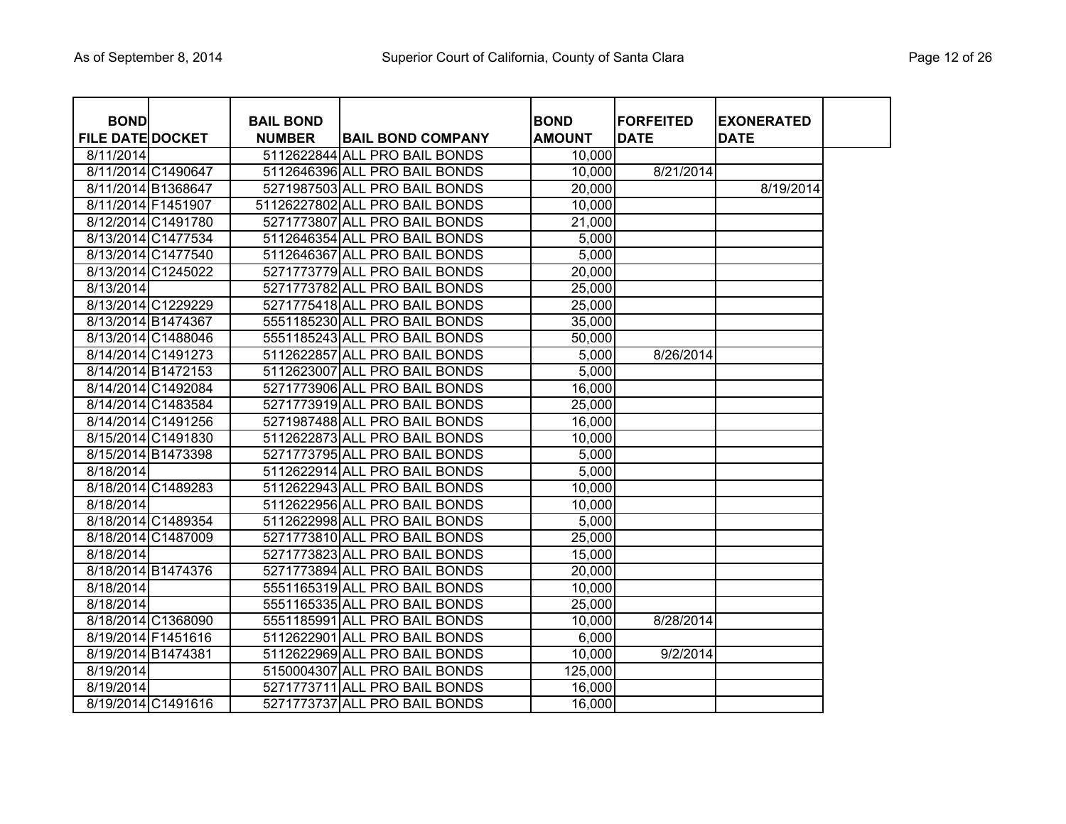| BOND FILE DATE | DOCKET | BAIL BOND NUMBER | BAIL BOND COMPANY | BOND AMOUNT | FORFEITED DATE | EXONERATED DATE |
|---|---|---|---|---|---|---|
| 8/11/2014 | | 5112622844 | ALL PRO BAIL BONDS | 10,000 | | |
| 8/11/2014 | C1490647 | 5112646396 | ALL PRO BAIL BONDS | 10,000 | 8/21/2014 | |
| 8/11/2014 | B1368647 | 5271987503 | ALL PRO BAIL BONDS | 20,000 | | 8/19/2014 |
| 8/11/2014 | F1451907 | 51126227802 | ALL PRO BAIL BONDS | 10,000 | | |
| 8/12/2014 | C1491780 | 5271773807 | ALL PRO BAIL BONDS | 21,000 | | |
| 8/13/2014 | C1477534 | 5112646354 | ALL PRO BAIL BONDS | 5,000 | | |
| 8/13/2014 | C1477540 | 5112646367 | ALL PRO BAIL BONDS | 5,000 | | |
| 8/13/2014 | C1245022 | 5271773779 | ALL PRO BAIL BONDS | 20,000 | | |
| 8/13/2014 | | 5271773782 | ALL PRO BAIL BONDS | 25,000 | | |
| 8/13/2014 | C1229229 | 5271775418 | ALL PRO BAIL BONDS | 25,000 | | |
| 8/13/2014 | B1474367 | 5551185230 | ALL PRO BAIL BONDS | 35,000 | | |
| 8/13/2014 | C1488046 | 5551185243 | ALL PRO BAIL BONDS | 50,000 | | |
| 8/14/2014 | C1491273 | 5112622857 | ALL PRO BAIL BONDS | 5,000 | 8/26/2014 | |
| 8/14/2014 | B1472153 | 5112623007 | ALL PRO BAIL BONDS | 5,000 | | |
| 8/14/2014 | C1492084 | 5271773906 | ALL PRO BAIL BONDS | 16,000 | | |
| 8/14/2014 | C1483584 | 5271773919 | ALL PRO BAIL BONDS | 25,000 | | |
| 8/14/2014 | C1491256 | 5271987488 | ALL PRO BAIL BONDS | 16,000 | | |
| 8/15/2014 | C1491830 | 5112622873 | ALL PRO BAIL BONDS | 10,000 | | |
| 8/15/2014 | B1473398 | 5271773795 | ALL PRO BAIL BONDS | 5,000 | | |
| 8/18/2014 | | 5112622914 | ALL PRO BAIL BONDS | 5,000 | | |
| 8/18/2014 | C1489283 | 5112622943 | ALL PRO BAIL BONDS | 10,000 | | |
| 8/18/2014 | | 5112622956 | ALL PRO BAIL BONDS | 10,000 | | |
| 8/18/2014 | C1489354 | 5112622998 | ALL PRO BAIL BONDS | 5,000 | | |
| 8/18/2014 | C1487009 | 5271773810 | ALL PRO BAIL BONDS | 25,000 | | |
| 8/18/2014 | | 5271773823 | ALL PRO BAIL BONDS | 15,000 | | |
| 8/18/2014 | B1474376 | 5271773894 | ALL PRO BAIL BONDS | 20,000 | | |
| 8/18/2014 | | 5551165319 | ALL PRO BAIL BONDS | 10,000 | | |
| 8/18/2014 | | 5551165335 | ALL PRO BAIL BONDS | 25,000 | | |
| 8/18/2014 | C1368090 | 5551185991 | ALL PRO BAIL BONDS | 10,000 | 8/28/2014 | |
| 8/19/2014 | F1451616 | 5112622901 | ALL PRO BAIL BONDS | 6,000 | | |
| 8/19/2014 | B1474381 | 5112622969 | ALL PRO BAIL BONDS | 10,000 | 9/2/2014 | |
| 8/19/2014 | | 5150004307 | ALL PRO BAIL BONDS | 125,000 | | |
| 8/19/2014 | | 5271773711 | ALL PRO BAIL BONDS | 16,000 | | |
| 8/19/2014 | C1491616 | 5271773737 | ALL PRO BAIL BONDS | 16,000 | | |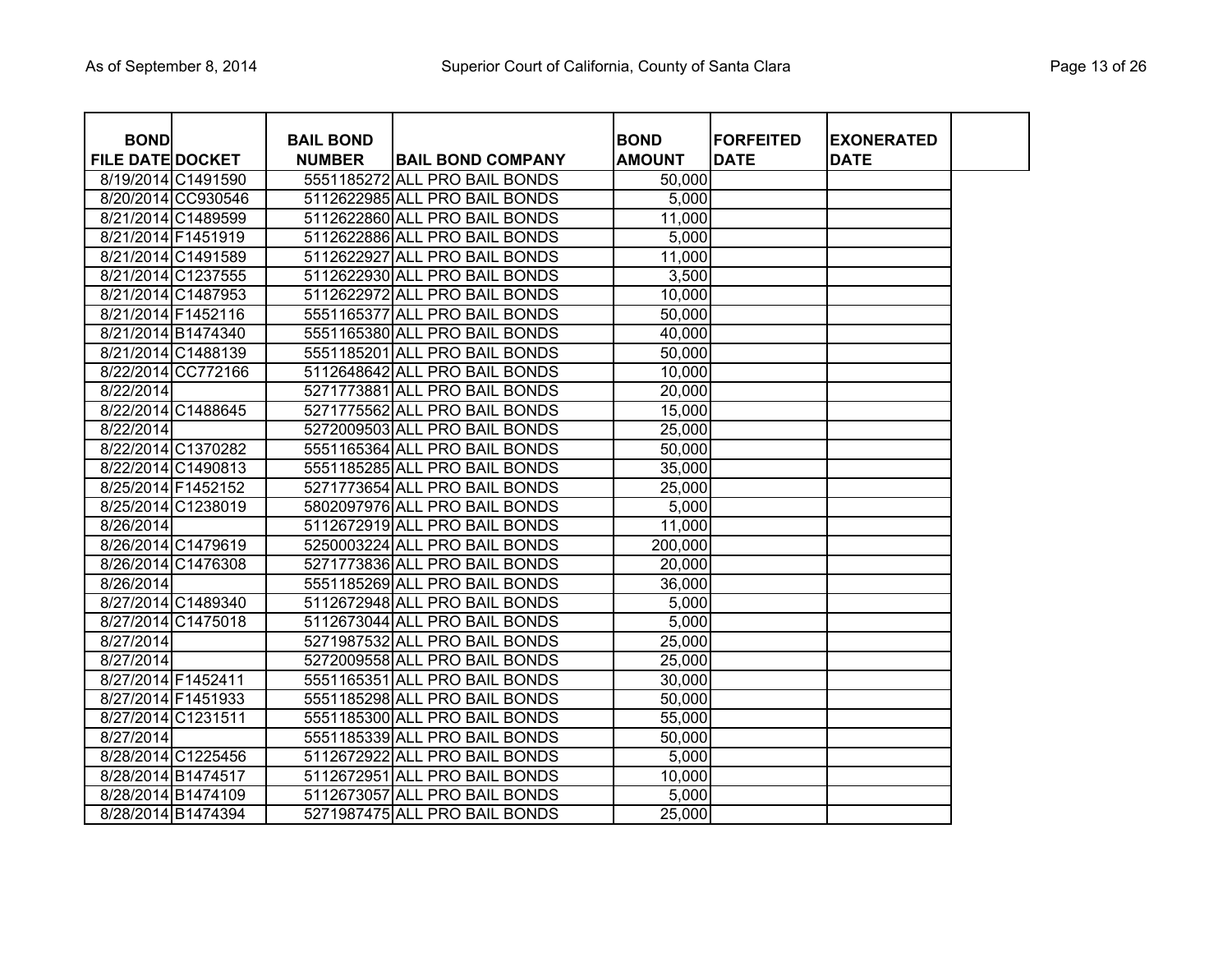| BOND FILE DATE | DOCKET | BAIL BOND NUMBER | BAIL BOND COMPANY | BOND AMOUNT | FORFEITED DATE | EXONERATED DATE |
|---|---|---|---|---|---|---|
| 8/19/2014 | C1491590 | 5551185272 | ALL PRO BAIL BONDS | 50,000 | | |
| 8/20/2014 | CC930546 | 5112622985 | ALL PRO BAIL BONDS | 5,000 | | |
| 8/21/2014 | C1489599 | 5112622860 | ALL PRO BAIL BONDS | 11,000 | | |
| 8/21/2014 | F1451919 | 5112622886 | ALL PRO BAIL BONDS | 5,000 | | |
| 8/21/2014 | C1491589 | 5112622927 | ALL PRO BAIL BONDS | 11,000 | | |
| 8/21/2014 | C1237555 | 5112622930 | ALL PRO BAIL BONDS | 3,500 | | |
| 8/21/2014 | C1487953 | 5112622972 | ALL PRO BAIL BONDS | 10,000 | | |
| 8/21/2014 | F1452116 | 5551165377 | ALL PRO BAIL BONDS | 50,000 | | |
| 8/21/2014 | B1474340 | 5551165380 | ALL PRO BAIL BONDS | 40,000 | | |
| 8/21/2014 | C1488139 | 5551185201 | ALL PRO BAIL BONDS | 50,000 | | |
| 8/22/2014 | CC772166 | 5112648642 | ALL PRO BAIL BONDS | 10,000 | | |
| 8/22/2014 | | 5271773881 | ALL PRO BAIL BONDS | 20,000 | | |
| 8/22/2014 | C1488645 | 5271775562 | ALL PRO BAIL BONDS | 15,000 | | |
| 8/22/2014 | | 5272009503 | ALL PRO BAIL BONDS | 25,000 | | |
| 8/22/2014 | C1370282 | 5551165364 | ALL PRO BAIL BONDS | 50,000 | | |
| 8/22/2014 | C1490813 | 5551185285 | ALL PRO BAIL BONDS | 35,000 | | |
| 8/25/2014 | F1452152 | 5271773654 | ALL PRO BAIL BONDS | 25,000 | | |
| 8/25/2014 | C1238019 | 5802097976 | ALL PRO BAIL BONDS | 5,000 | | |
| 8/26/2014 | | 5112672919 | ALL PRO BAIL BONDS | 11,000 | | |
| 8/26/2014 | C1479619 | 5250003224 | ALL PRO BAIL BONDS | 200,000 | | |
| 8/26/2014 | C1476308 | 5271773836 | ALL PRO BAIL BONDS | 20,000 | | |
| 8/26/2014 | | 5551185269 | ALL PRO BAIL BONDS | 36,000 | | |
| 8/27/2014 | C1489340 | 5112672948 | ALL PRO BAIL BONDS | 5,000 | | |
| 8/27/2014 | C1475018 | 5112673044 | ALL PRO BAIL BONDS | 5,000 | | |
| 8/27/2014 | | 5271987532 | ALL PRO BAIL BONDS | 25,000 | | |
| 8/27/2014 | | 5272009558 | ALL PRO BAIL BONDS | 25,000 | | |
| 8/27/2014 | F1452411 | 5551165351 | ALL PRO BAIL BONDS | 30,000 | | |
| 8/27/2014 | F1451933 | 5551185298 | ALL PRO BAIL BONDS | 50,000 | | |
| 8/27/2014 | C1231511 | 5551185300 | ALL PRO BAIL BONDS | 55,000 | | |
| 8/27/2014 | | 5551185339 | ALL PRO BAIL BONDS | 50,000 | | |
| 8/28/2014 | C1225456 | 5112672922 | ALL PRO BAIL BONDS | 5,000 | | |
| 8/28/2014 | B1474517 | 5112672951 | ALL PRO BAIL BONDS | 10,000 | | |
| 8/28/2014 | B1474109 | 5112673057 | ALL PRO BAIL BONDS | 5,000 | | |
| 8/28/2014 | B1474394 | 5271987475 | ALL PRO BAIL BONDS | 25,000 | | |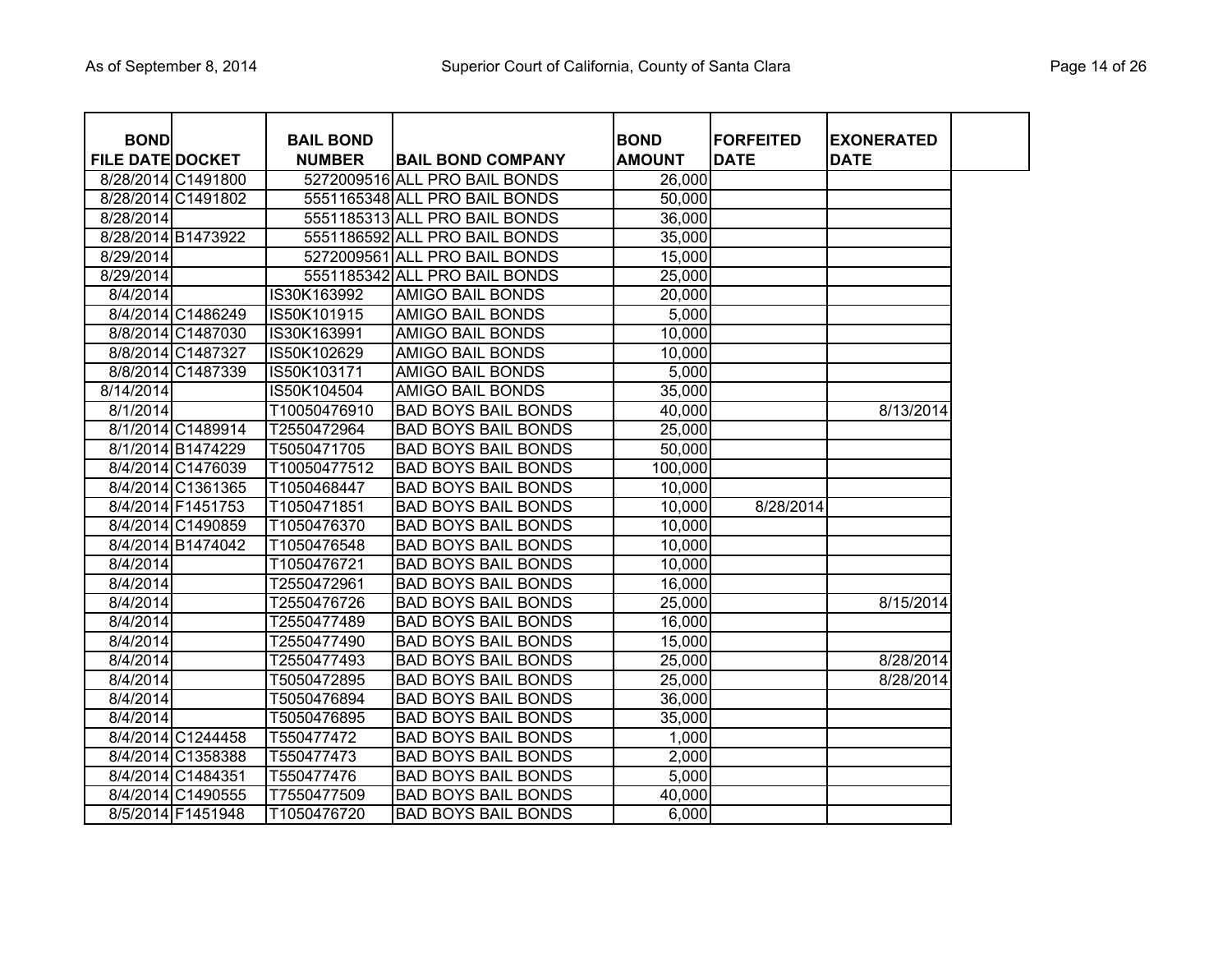| BOND FILE DATE | DOCKET | BAIL BOND NUMBER | BAIL BOND COMPANY | BOND AMOUNT | FORFEITED DATE | EXONERATED DATE |
|---|---|---|---|---|---|---|
| 8/28/2014 | C1491800 | 5272009516 | ALL PRO BAIL BONDS | 26,000 | | |
| 8/28/2014 | C1491802 | 5551165348 | ALL PRO BAIL BONDS | 50,000 | | |
| 8/28/2014 | | 5551185313 | ALL PRO BAIL BONDS | 36,000 | | |
| 8/28/2014 | B1473922 | 5551186592 | ALL PRO BAIL BONDS | 35,000 | | |
| 8/29/2014 | | 5272009561 | ALL PRO BAIL BONDS | 15,000 | | |
| 8/29/2014 | | 5551185342 | ALL PRO BAIL BONDS | 25,000 | | |
| 8/4/2014 | | IS30K163992 | AMIGO BAIL BONDS | 20,000 | | |
| 8/4/2014 | C1486249 | IS50K101915 | AMIGO BAIL BONDS | 5,000 | | |
| 8/8/2014 | C1487030 | IS30K163991 | AMIGO BAIL BONDS | 10,000 | | |
| 8/8/2014 | C1487327 | IS50K102629 | AMIGO BAIL BONDS | 10,000 | | |
| 8/8/2014 | C1487339 | IS50K103171 | AMIGO BAIL BONDS | 5,000 | | |
| 8/14/2014 | | IS50K104504 | AMIGO BAIL BONDS | 35,000 | | |
| 8/1/2014 | | T10050476910 | BAD BOYS BAIL BONDS | 40,000 | | 8/13/2014 |
| 8/1/2014 | C1489914 | T2550472964 | BAD BOYS BAIL BONDS | 25,000 | | |
| 8/1/2014 | B1474229 | T5050471705 | BAD BOYS BAIL BONDS | 50,000 | | |
| 8/4/2014 | C1476039 | T10050477512 | BAD BOYS BAIL BONDS | 100,000 | | |
| 8/4/2014 | C1361365 | T1050468447 | BAD BOYS BAIL BONDS | 10,000 | | |
| 8/4/2014 | F1451753 | T1050471851 | BAD BOYS BAIL BONDS | 10,000 | 8/28/2014 | |
| 8/4/2014 | C1490859 | T1050476370 | BAD BOYS BAIL BONDS | 10,000 | | |
| 8/4/2014 | B1474042 | T1050476548 | BAD BOYS BAIL BONDS | 10,000 | | |
| 8/4/2014 | | T1050476721 | BAD BOYS BAIL BONDS | 10,000 | | |
| 8/4/2014 | | T2550472961 | BAD BOYS BAIL BONDS | 16,000 | | |
| 8/4/2014 | | T2550476726 | BAD BOYS BAIL BONDS | 25,000 | | 8/15/2014 |
| 8/4/2014 | | T2550477489 | BAD BOYS BAIL BONDS | 16,000 | | |
| 8/4/2014 | | T2550477490 | BAD BOYS BAIL BONDS | 15,000 | | |
| 8/4/2014 | | T2550477493 | BAD BOYS BAIL BONDS | 25,000 | | 8/28/2014 |
| 8/4/2014 | | T5050472895 | BAD BOYS BAIL BONDS | 25,000 | | 8/28/2014 |
| 8/4/2014 | | T5050476894 | BAD BOYS BAIL BONDS | 36,000 | | |
| 8/4/2014 | | T5050476895 | BAD BOYS BAIL BONDS | 35,000 | | |
| 8/4/2014 | C1244458 | T550477472 | BAD BOYS BAIL BONDS | 1,000 | | |
| 8/4/2014 | C1358388 | T550477473 | BAD BOYS BAIL BONDS | 2,000 | | |
| 8/4/2014 | C1484351 | T550477476 | BAD BOYS BAIL BONDS | 5,000 | | |
| 8/4/2014 | C1490555 | T7550477509 | BAD BOYS BAIL BONDS | 40,000 | | |
| 8/5/2014 | F1451948 | T1050476720 | BAD BOYS BAIL BONDS | 6,000 | | |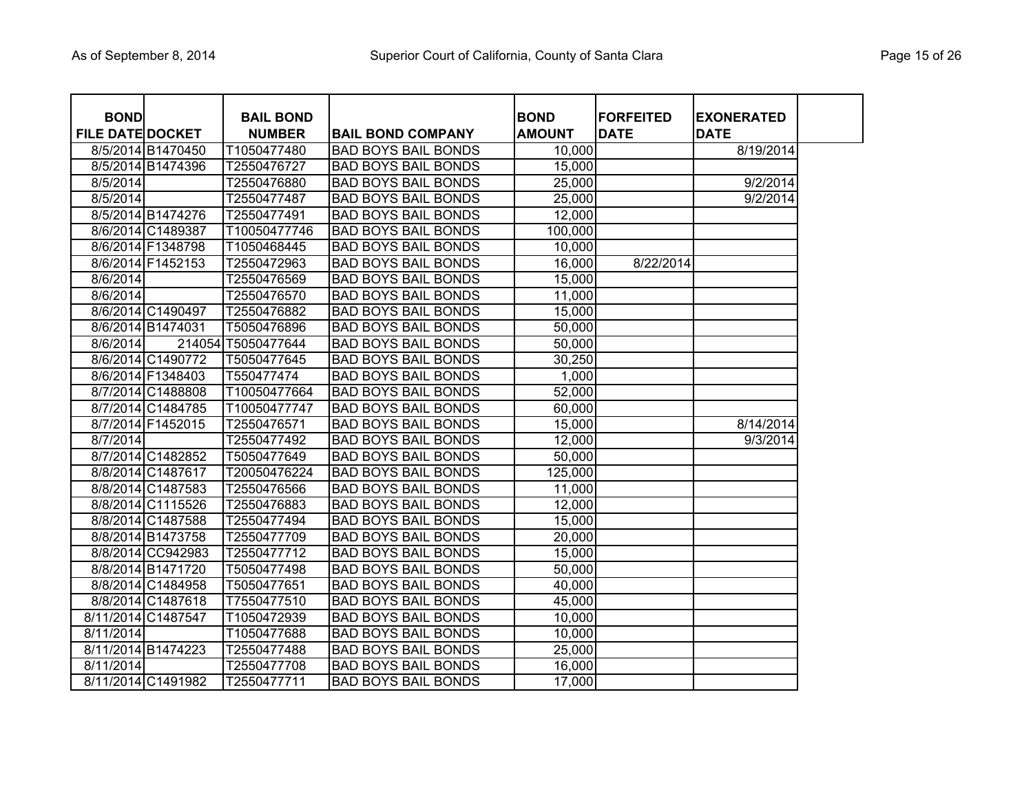| BOND FILE DATE | DOCKET | BAIL BOND NUMBER | BAIL BOND COMPANY | BOND AMOUNT | FORFEITED DATE | EXONERATED DATE | |
|---|---|---|---|---|---|---|---|
| 8/5/2014 | B1470450 | T1050477480 | BAD BOYS BAIL BONDS | 10,000 | | 8/19/2014 | |
| 8/5/2014 | B1474396 | T2550476727 | BAD BOYS BAIL BONDS | 15,000 | | | |
| 8/5/2014 | | T2550476880 | BAD BOYS BAIL BONDS | 25,000 | | 9/2/2014 | |
| 8/5/2014 | | T2550477487 | BAD BOYS BAIL BONDS | 25,000 | | 9/2/2014 | |
| 8/5/2014 | B1474276 | T2550477491 | BAD BOYS BAIL BONDS | 12,000 | | | |
| 8/6/2014 | C1489387 | T10050477746 | BAD BOYS BAIL BONDS | 100,000 | | | |
| 8/6/2014 | F1348798 | T1050468445 | BAD BOYS BAIL BONDS | 10,000 | | | |
| 8/6/2014 | F1452153 | T2550472963 | BAD BOYS BAIL BONDS | 16,000 | 8/22/2014 | | |
| 8/6/2014 | | T2550476569 | BAD BOYS BAIL BONDS | 15,000 | | | |
| 8/6/2014 | | T2550476570 | BAD BOYS BAIL BONDS | 11,000 | | | |
| 8/6/2014 | C1490497 | T2550476882 | BAD BOYS BAIL BONDS | 15,000 | | | |
| 8/6/2014 | B1474031 | T5050476896 | BAD BOYS BAIL BONDS | 50,000 | | | |
| 8/6/2014 | 214054 | T5050477644 | BAD BOYS BAIL BONDS | 50,000 | | | |
| 8/6/2014 | C1490772 | T5050477645 | BAD BOYS BAIL BONDS | 30,250 | | | |
| 8/6/2014 | F1348403 | T550477474 | BAD BOYS BAIL BONDS | 1,000 | | | |
| 8/7/2014 | C1488808 | T10050477664 | BAD BOYS BAIL BONDS | 52,000 | | | |
| 8/7/2014 | C1484785 | T10050477747 | BAD BOYS BAIL BONDS | 60,000 | | | |
| 8/7/2014 | F1452015 | T2550476571 | BAD BOYS BAIL BONDS | 15,000 | | 8/14/2014 | |
| 8/7/2014 | | T2550477492 | BAD BOYS BAIL BONDS | 12,000 | | 9/3/2014 | |
| 8/7/2014 | C1482852 | T5050477649 | BAD BOYS BAIL BONDS | 50,000 | | | |
| 8/8/2014 | C1487617 | T20050476224 | BAD BOYS BAIL BONDS | 125,000 | | | |
| 8/8/2014 | C1487583 | T2550476566 | BAD BOYS BAIL BONDS | 11,000 | | | |
| 8/8/2014 | C1115526 | T2550476883 | BAD BOYS BAIL BONDS | 12,000 | | | |
| 8/8/2014 | C1487588 | T2550477494 | BAD BOYS BAIL BONDS | 15,000 | | | |
| 8/8/2014 | B1473758 | T2550477709 | BAD BOYS BAIL BONDS | 20,000 | | | |
| 8/8/2014 | CC942983 | T2550477712 | BAD BOYS BAIL BONDS | 15,000 | | | |
| 8/8/2014 | B1471720 | T5050477498 | BAD BOYS BAIL BONDS | 50,000 | | | |
| 8/8/2014 | C1484958 | T5050477651 | BAD BOYS BAIL BONDS | 40,000 | | | |
| 8/8/2014 | C1487618 | T7550477510 | BAD BOYS BAIL BONDS | 45,000 | | | |
| 8/11/2014 | C1487547 | T1050472939 | BAD BOYS BAIL BONDS | 10,000 | | | |
| 8/11/2014 | | T1050477688 | BAD BOYS BAIL BONDS | 10,000 | | | |
| 8/11/2014 | B1474223 | T2550477488 | BAD BOYS BAIL BONDS | 25,000 | | | |
| 8/11/2014 | | T2550477708 | BAD BOYS BAIL BONDS | 16,000 | | | |
| 8/11/2014 | C1491982 | T2550477711 | BAD BOYS BAIL BONDS | 17,000 | | | |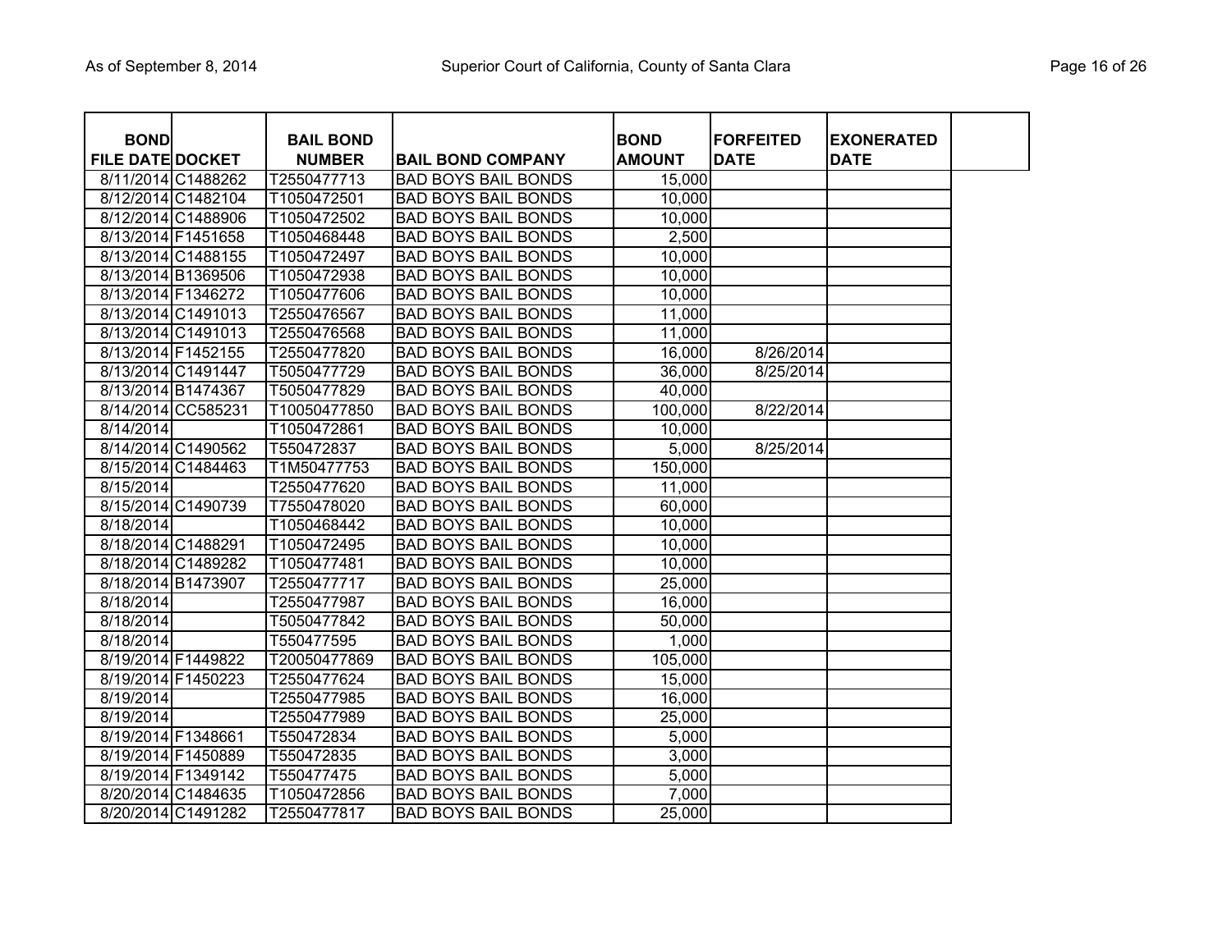| BOND FILE DATE | DOCKET | BAIL BOND NUMBER | BAIL BOND COMPANY | BOND AMOUNT | FORFEITED DATE | EXONERATED DATE |
|---|---|---|---|---|---|---|
| 8/11/2014 | C1488262 | T2550477713 | BAD BOYS BAIL BONDS | 15,000 | | |
| 8/12/2014 | C1482104 | T1050472501 | BAD BOYS BAIL BONDS | 10,000 | | |
| 8/12/2014 | C1488906 | T1050472502 | BAD BOYS BAIL BONDS | 10,000 | | |
| 8/13/2014 | F1451658 | T1050468448 | BAD BOYS BAIL BONDS | 2,500 | | |
| 8/13/2014 | C1488155 | T1050472497 | BAD BOYS BAIL BONDS | 10,000 | | |
| 8/13/2014 | B1369506 | T1050472938 | BAD BOYS BAIL BONDS | 10,000 | | |
| 8/13/2014 | F1346272 | T1050477606 | BAD BOYS BAIL BONDS | 10,000 | | |
| 8/13/2014 | C1491013 | T2550476567 | BAD BOYS BAIL BONDS | 11,000 | | |
| 8/13/2014 | C1491013 | T2550476568 | BAD BOYS BAIL BONDS | 11,000 | | |
| 8/13/2014 | F1452155 | T2550477820 | BAD BOYS BAIL BONDS | 16,000 | 8/26/2014 | |
| 8/13/2014 | C1491447 | T5050477729 | BAD BOYS BAIL BONDS | 36,000 | 8/25/2014 | |
| 8/13/2014 | B1474367 | T5050477829 | BAD BOYS BAIL BONDS | 40,000 | | |
| 8/14/2014 | CC585231 | T10050477850 | BAD BOYS BAIL BONDS | 100,000 | 8/22/2014 | |
| 8/14/2014 | | T1050472861 | BAD BOYS BAIL BONDS | 10,000 | | |
| 8/14/2014 | C1490562 | T550472837 | BAD BOYS BAIL BONDS | 5,000 | 8/25/2014 | |
| 8/15/2014 | C1484463 | T1M50477753 | BAD BOYS BAIL BONDS | 150,000 | | |
| 8/15/2014 | | T2550477620 | BAD BOYS BAIL BONDS | 11,000 | | |
| 8/15/2014 | C1490739 | T7550478020 | BAD BOYS BAIL BONDS | 60,000 | | |
| 8/18/2014 | | T1050468442 | BAD BOYS BAIL BONDS | 10,000 | | |
| 8/18/2014 | C1488291 | T1050472495 | BAD BOYS BAIL BONDS | 10,000 | | |
| 8/18/2014 | C1489282 | T1050477481 | BAD BOYS BAIL BONDS | 10,000 | | |
| 8/18/2014 | B1473907 | T2550477717 | BAD BOYS BAIL BONDS | 25,000 | | |
| 8/18/2014 | | T2550477987 | BAD BOYS BAIL BONDS | 16,000 | | |
| 8/18/2014 | | T5050477842 | BAD BOYS BAIL BONDS | 50,000 | | |
| 8/18/2014 | | T550477595 | BAD BOYS BAIL BONDS | 1,000 | | |
| 8/19/2014 | F1449822 | T20050477869 | BAD BOYS BAIL BONDS | 105,000 | | |
| 8/19/2014 | F1450223 | T2550477624 | BAD BOYS BAIL BONDS | 15,000 | | |
| 8/19/2014 | | T2550477985 | BAD BOYS BAIL BONDS | 16,000 | | |
| 8/19/2014 | | T2550477989 | BAD BOYS BAIL BONDS | 25,000 | | |
| 8/19/2014 | F1348661 | T550472834 | BAD BOYS BAIL BONDS | 5,000 | | |
| 8/19/2014 | F1450889 | T550472835 | BAD BOYS BAIL BONDS | 3,000 | | |
| 8/19/2014 | F1349142 | T550477475 | BAD BOYS BAIL BONDS | 5,000 | | |
| 8/20/2014 | C1484635 | T1050472856 | BAD BOYS BAIL BONDS | 7,000 | | |
| 8/20/2014 | C1491282 | T2550477817 | BAD BOYS BAIL BONDS | 25,000 | | |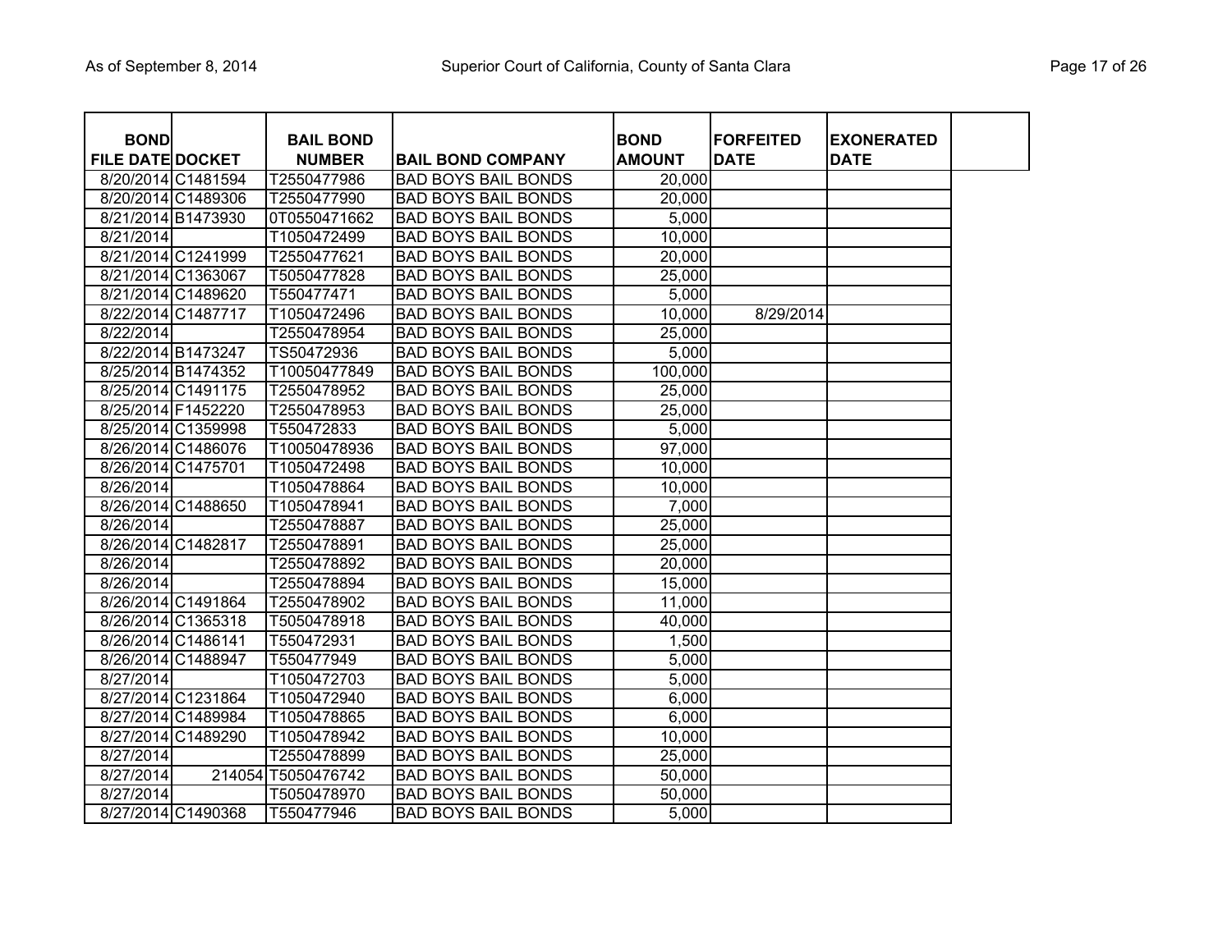| BOND FILE DATE | DOCKET | BAIL BOND NUMBER | BAIL BOND COMPANY | BOND AMOUNT | FORFEITED DATE | EXONERATED DATE |
|---|---|---|---|---|---|---|
| 8/20/2014 | C1481594 | T2550477986 | BAD BOYS BAIL BONDS | 20,000 | | |
| 8/20/2014 | C1489306 | T2550477990 | BAD BOYS BAIL BONDS | 20,000 | | |
| 8/21/2014 | B1473930 | 0T0550471662 | BAD BOYS BAIL BONDS | 5,000 | | |
| 8/21/2014 | | T1050472499 | BAD BOYS BAIL BONDS | 10,000 | | |
| 8/21/2014 | C1241999 | T2550477621 | BAD BOYS BAIL BONDS | 20,000 | | |
| 8/21/2014 | C1363067 | T5050477828 | BAD BOYS BAIL BONDS | 25,000 | | |
| 8/21/2014 | C1489620 | T550477471 | BAD BOYS BAIL BONDS | 5,000 | | |
| 8/22/2014 | C1487717 | T1050472496 | BAD BOYS BAIL BONDS | 10,000 | 8/29/2014 | |
| 8/22/2014 | | T2550478954 | BAD BOYS BAIL BONDS | 25,000 | | |
| 8/22/2014 | B1473247 | TS50472936 | BAD BOYS BAIL BONDS | 5,000 | | |
| 8/25/2014 | B1474352 | T10050477849 | BAD BOYS BAIL BONDS | 100,000 | | |
| 8/25/2014 | C1491175 | T2550478952 | BAD BOYS BAIL BONDS | 25,000 | | |
| 8/25/2014 | F1452220 | T2550478953 | BAD BOYS BAIL BONDS | 25,000 | | |
| 8/25/2014 | C1359998 | T550472833 | BAD BOYS BAIL BONDS | 5,000 | | |
| 8/26/2014 | C1486076 | T10050478936 | BAD BOYS BAIL BONDS | 97,000 | | |
| 8/26/2014 | C1475701 | T1050472498 | BAD BOYS BAIL BONDS | 10,000 | | |
| 8/26/2014 | | T1050478864 | BAD BOYS BAIL BONDS | 10,000 | | |
| 8/26/2014 | C1488650 | T1050478941 | BAD BOYS BAIL BONDS | 7,000 | | |
| 8/26/2014 | | T2550478887 | BAD BOYS BAIL BONDS | 25,000 | | |
| 8/26/2014 | C1482817 | T2550478891 | BAD BOYS BAIL BONDS | 25,000 | | |
| 8/26/2014 | | T2550478892 | BAD BOYS BAIL BONDS | 20,000 | | |
| 8/26/2014 | | T2550478894 | BAD BOYS BAIL BONDS | 15,000 | | |
| 8/26/2014 | C1491864 | T2550478902 | BAD BOYS BAIL BONDS | 11,000 | | |
| 8/26/2014 | C1365318 | T5050478918 | BAD BOYS BAIL BONDS | 40,000 | | |
| 8/26/2014 | C1486141 | T550472931 | BAD BOYS BAIL BONDS | 1,500 | | |
| 8/26/2014 | C1488947 | T550477949 | BAD BOYS BAIL BONDS | 5,000 | | |
| 8/27/2014 | | T1050472703 | BAD BOYS BAIL BONDS | 5,000 | | |
| 8/27/2014 | C1231864 | T1050472940 | BAD BOYS BAIL BONDS | 6,000 | | |
| 8/27/2014 | C1489984 | T1050478865 | BAD BOYS BAIL BONDS | 6,000 | | |
| 8/27/2014 | C1489290 | T1050478942 | BAD BOYS BAIL BONDS | 10,000 | | |
| 8/27/2014 | | T2550478899 | BAD BOYS BAIL BONDS | 25,000 | | |
| 8/27/2014 | 214054 | T5050476742 | BAD BOYS BAIL BONDS | 50,000 | | |
| 8/27/2014 | | T5050478970 | BAD BOYS BAIL BONDS | 50,000 | | |
| 8/27/2014 | C1490368 | T550477946 | BAD BOYS BAIL BONDS | 5,000 | | |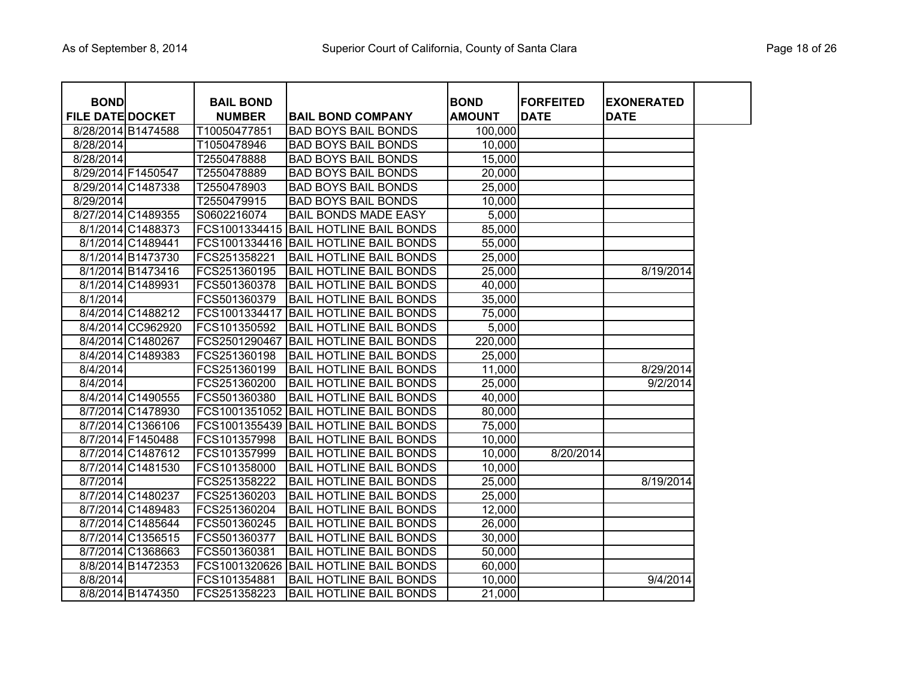| BOND FILE DATE | DOCKET | BAIL BOND NUMBER | BAIL BOND COMPANY | BOND AMOUNT | FORFEITED DATE | EXONERATED DATE |
|---|---|---|---|---|---|---|
| 8/28/2014 | B1474588 | T10050477851 | BAD BOYS BAIL BONDS | 100,000 | | |
| 8/28/2014 | | T1050478946 | BAD BOYS BAIL BONDS | 10,000 | | |
| 8/28/2014 | | T2550478888 | BAD BOYS BAIL BONDS | 15,000 | | |
| 8/29/2014 | F1450547 | T2550478889 | BAD BOYS BAIL BONDS | 20,000 | | |
| 8/29/2014 | C1487338 | T2550478903 | BAD BOYS BAIL BONDS | 25,000 | | |
| 8/29/2014 | | T2550479915 | BAD BOYS BAIL BONDS | 10,000 | | |
| 8/27/2014 | C1489355 | S0602216074 | BAIL BONDS MADE EASY | 5,000 | | |
| 8/1/2014 | C1488373 | FCS1001334415 | BAIL HOTLINE BAIL BONDS | 85,000 | | |
| 8/1/2014 | C1489441 | FCS1001334416 | BAIL HOTLINE BAIL BONDS | 55,000 | | |
| 8/1/2014 | B1473730 | FCS251358221 | BAIL HOTLINE BAIL BONDS | 25,000 | | |
| 8/1/2014 | B1473416 | FCS251360195 | BAIL HOTLINE BAIL BONDS | 25,000 | | 8/19/2014 |
| 8/1/2014 | C1489931 | FCS501360378 | BAIL HOTLINE BAIL BONDS | 40,000 | | |
| 8/1/2014 | | FCS501360379 | BAIL HOTLINE BAIL BONDS | 35,000 | | |
| 8/4/2014 | C1488212 | FCS1001334417 | BAIL HOTLINE BAIL BONDS | 75,000 | | |
| 8/4/2014 | CC962920 | FCS101350592 | BAIL HOTLINE BAIL BONDS | 5,000 | | |
| 8/4/2014 | C1480267 | FCS2501290467 | BAIL HOTLINE BAIL BONDS | 220,000 | | |
| 8/4/2014 | C1489383 | FCS251360198 | BAIL HOTLINE BAIL BONDS | 25,000 | | |
| 8/4/2014 | | FCS251360199 | BAIL HOTLINE BAIL BONDS | 11,000 | | 8/29/2014 |
| 8/4/2014 | | FCS251360200 | BAIL HOTLINE BAIL BONDS | 25,000 | | 9/2/2014 |
| 8/4/2014 | C1490555 | FCS501360380 | BAIL HOTLINE BAIL BONDS | 40,000 | | |
| 8/7/2014 | C1478930 | FCS1001351052 | BAIL HOTLINE BAIL BONDS | 80,000 | | |
| 8/7/2014 | C1366106 | FCS1001355439 | BAIL HOTLINE BAIL BONDS | 75,000 | | |
| 8/7/2014 | F1450488 | FCS101357998 | BAIL HOTLINE BAIL BONDS | 10,000 | | |
| 8/7/2014 | C1487612 | FCS101357999 | BAIL HOTLINE BAIL BONDS | 10,000 | 8/20/2014 | |
| 8/7/2014 | C1481530 | FCS101358000 | BAIL HOTLINE BAIL BONDS | 10,000 | | |
| 8/7/2014 | | FCS251358222 | BAIL HOTLINE BAIL BONDS | 25,000 | | 8/19/2014 |
| 8/7/2014 | C1480237 | FCS251360203 | BAIL HOTLINE BAIL BONDS | 25,000 | | |
| 8/7/2014 | C1489483 | FCS251360204 | BAIL HOTLINE BAIL BONDS | 12,000 | | |
| 8/7/2014 | C1485644 | FCS501360245 | BAIL HOTLINE BAIL BONDS | 26,000 | | |
| 8/7/2014 | C1356515 | FCS501360377 | BAIL HOTLINE BAIL BONDS | 30,000 | | |
| 8/7/2014 | C1368663 | FCS501360381 | BAIL HOTLINE BAIL BONDS | 50,000 | | |
| 8/8/2014 | B1472353 | FCS1001320626 | BAIL HOTLINE BAIL BONDS | 60,000 | | |
| 8/8/2014 | | FCS101354881 | BAIL HOTLINE BAIL BONDS | 10,000 | | 9/4/2014 |
| 8/8/2014 | B1474350 | FCS251358223 | BAIL HOTLINE BAIL BONDS | 21,000 | | |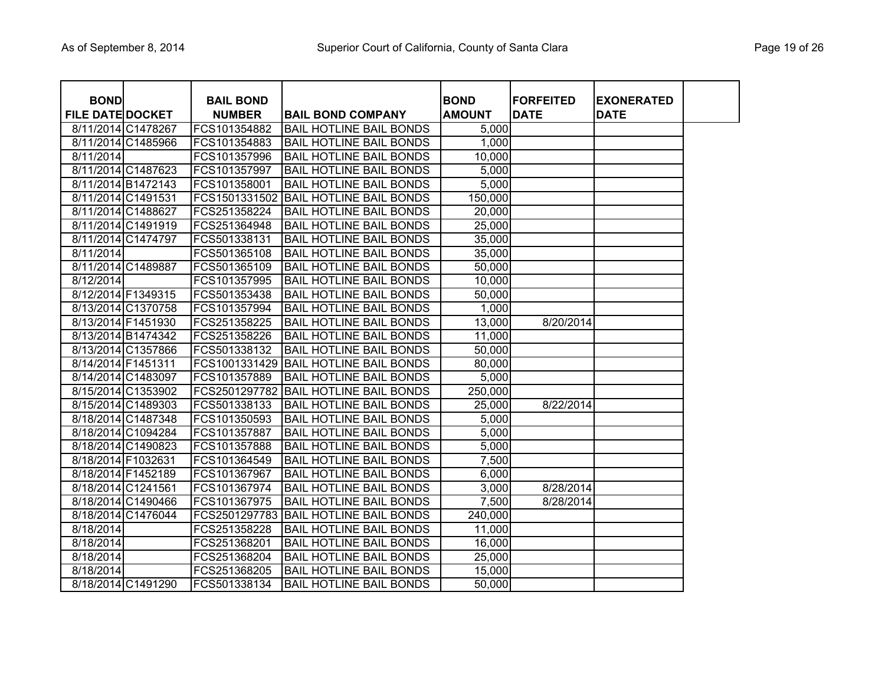| BOND FILE DATE | DOCKET | BAIL BOND NUMBER | BAIL BOND COMPANY | BOND AMOUNT | FORFEITED DATE | EXONERATED DATE |
|---|---|---|---|---|---|---|
| 8/11/2014 | C1478267 | FCS101354882 | BAIL HOTLINE BAIL BONDS | 5,000 | | |
| 8/11/2014 | C1485966 | FCS101354883 | BAIL HOTLINE BAIL BONDS | 1,000 | | |
| 8/11/2014 | | FCS101357996 | BAIL HOTLINE BAIL BONDS | 10,000 | | |
| 8/11/2014 | C1487623 | FCS101357997 | BAIL HOTLINE BAIL BONDS | 5,000 | | |
| 8/11/2014 | B1472143 | FCS101358001 | BAIL HOTLINE BAIL BONDS | 5,000 | | |
| 8/11/2014 | C1491531 | FCS1501331502 | BAIL HOTLINE BAIL BONDS | 150,000 | | |
| 8/11/2014 | C1488627 | FCS251358224 | BAIL HOTLINE BAIL BONDS | 20,000 | | |
| 8/11/2014 | C1491919 | FCS251364948 | BAIL HOTLINE BAIL BONDS | 25,000 | | |
| 8/11/2014 | C1474797 | FCS501338131 | BAIL HOTLINE BAIL BONDS | 35,000 | | |
| 8/11/2014 | | FCS501365108 | BAIL HOTLINE BAIL BONDS | 35,000 | | |
| 8/11/2014 | C1489887 | FCS501365109 | BAIL HOTLINE BAIL BONDS | 50,000 | | |
| 8/12/2014 | | FCS101357995 | BAIL HOTLINE BAIL BONDS | 10,000 | | |
| 8/12/2014 | F1349315 | FCS501353438 | BAIL HOTLINE BAIL BONDS | 50,000 | | |
| 8/13/2014 | C1370758 | FCS101357994 | BAIL HOTLINE BAIL BONDS | 1,000 | | |
| 8/13/2014 | F1451930 | FCS251358225 | BAIL HOTLINE BAIL BONDS | 13,000 | 8/20/2014 | |
| 8/13/2014 | B1474342 | FCS251358226 | BAIL HOTLINE BAIL BONDS | 11,000 | | |
| 8/13/2014 | C1357866 | FCS501338132 | BAIL HOTLINE BAIL BONDS | 50,000 | | |
| 8/14/2014 | F1451311 | FCS1001331429 | BAIL HOTLINE BAIL BONDS | 80,000 | | |
| 8/14/2014 | C1483097 | FCS101357889 | BAIL HOTLINE BAIL BONDS | 5,000 | | |
| 8/15/2014 | C1353902 | FCS2501297782 | BAIL HOTLINE BAIL BONDS | 250,000 | | |
| 8/15/2014 | C1489303 | FCS501338133 | BAIL HOTLINE BAIL BONDS | 25,000 | 8/22/2014 | |
| 8/18/2014 | C1487348 | FCS101350593 | BAIL HOTLINE BAIL BONDS | 5,000 | | |
| 8/18/2014 | C1094284 | FCS101357887 | BAIL HOTLINE BAIL BONDS | 5,000 | | |
| 8/18/2014 | C1490823 | FCS101357888 | BAIL HOTLINE BAIL BONDS | 5,000 | | |
| 8/18/2014 | F1032631 | FCS101364549 | BAIL HOTLINE BAIL BONDS | 7,500 | | |
| 8/18/2014 | F1452189 | FCS101367967 | BAIL HOTLINE BAIL BONDS | 6,000 | | |
| 8/18/2014 | C1241561 | FCS101367974 | BAIL HOTLINE BAIL BONDS | 3,000 | 8/28/2014 | |
| 8/18/2014 | C1490466 | FCS101367975 | BAIL HOTLINE BAIL BONDS | 7,500 | 8/28/2014 | |
| 8/18/2014 | C1476044 | FCS2501297783 | BAIL HOTLINE BAIL BONDS | 240,000 | | |
| 8/18/2014 | | FCS251358228 | BAIL HOTLINE BAIL BONDS | 11,000 | | |
| 8/18/2014 | | FCS251368201 | BAIL HOTLINE BAIL BONDS | 16,000 | | |
| 8/18/2014 | | FCS251368204 | BAIL HOTLINE BAIL BONDS | 25,000 | | |
| 8/18/2014 | | FCS251368205 | BAIL HOTLINE BAIL BONDS | 15,000 | | |
| 8/18/2014 | C1491290 | FCS501338134 | BAIL HOTLINE BAIL BONDS | 50,000 | | |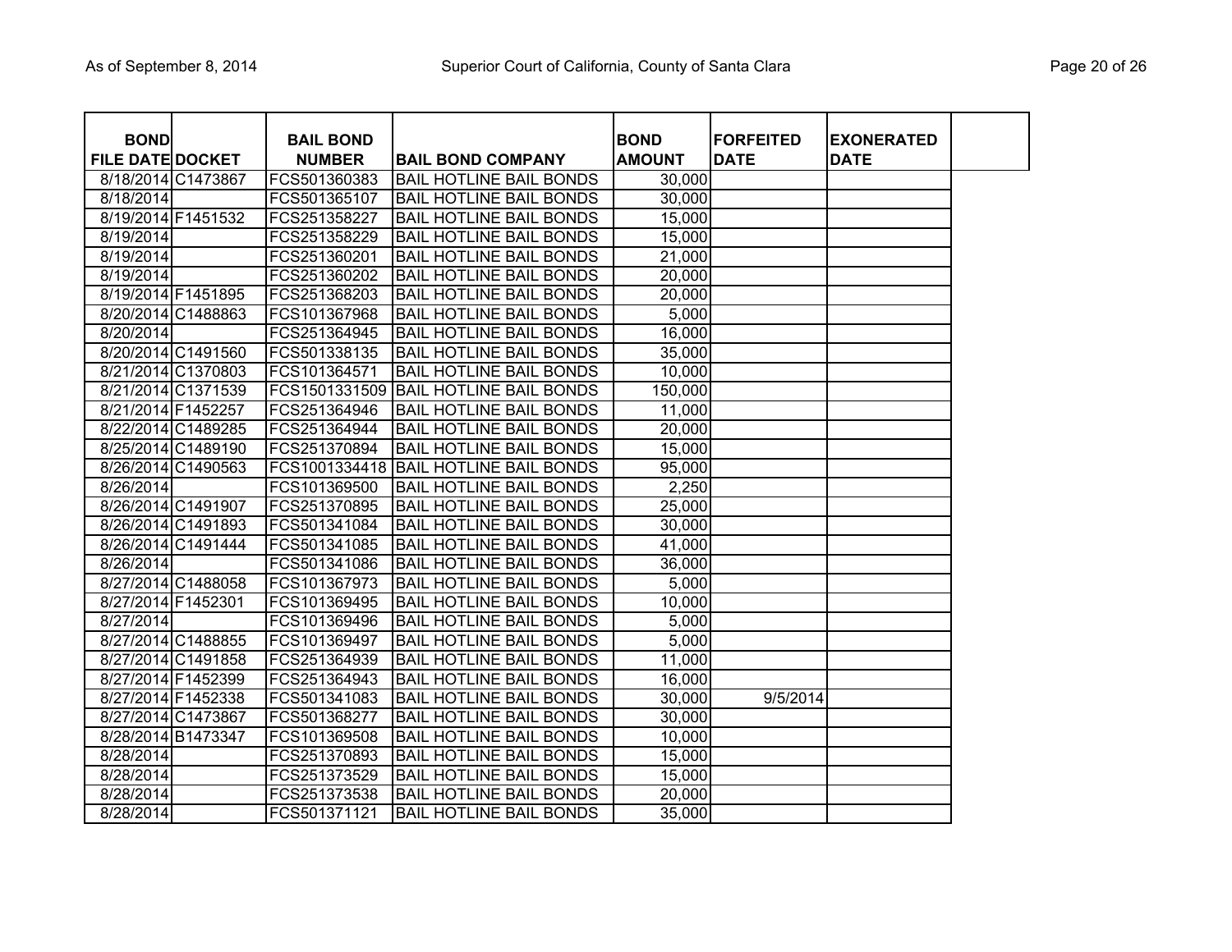| BOND FILE DATE | DOCKET | BAIL BOND NUMBER | BAIL BOND COMPANY | BOND AMOUNT | FORFEITED DATE | EXONERATED DATE |
|---|---|---|---|---|---|---|
| 8/18/2014 | C1473867 | FCS501360383 | BAIL HOTLINE BAIL BONDS | 30,000 | | |
| 8/18/2014 | | FCS501365107 | BAIL HOTLINE BAIL BONDS | 30,000 | | |
| 8/19/2014 | F1451532 | FCS251358227 | BAIL HOTLINE BAIL BONDS | 15,000 | | |
| 8/19/2014 | | FCS251358229 | BAIL HOTLINE BAIL BONDS | 15,000 | | |
| 8/19/2014 | | FCS251360201 | BAIL HOTLINE BAIL BONDS | 21,000 | | |
| 8/19/2014 | | FCS251360202 | BAIL HOTLINE BAIL BONDS | 20,000 | | |
| 8/19/2014 | F1451895 | FCS251368203 | BAIL HOTLINE BAIL BONDS | 20,000 | | |
| 8/20/2014 | C1488863 | FCS101367968 | BAIL HOTLINE BAIL BONDS | 5,000 | | |
| 8/20/2014 | | FCS251364945 | BAIL HOTLINE BAIL BONDS | 16,000 | | |
| 8/20/2014 | C1491560 | FCS501338135 | BAIL HOTLINE BAIL BONDS | 35,000 | | |
| 8/21/2014 | C1370803 | FCS101364571 | BAIL HOTLINE BAIL BONDS | 10,000 | | |
| 8/21/2014 | C1371539 | FCS1501331509 | BAIL HOTLINE BAIL BONDS | 150,000 | | |
| 8/21/2014 | F1452257 | FCS251364946 | BAIL HOTLINE BAIL BONDS | 11,000 | | |
| 8/22/2014 | C1489285 | FCS251364944 | BAIL HOTLINE BAIL BONDS | 20,000 | | |
| 8/25/2014 | C1489190 | FCS251370894 | BAIL HOTLINE BAIL BONDS | 15,000 | | |
| 8/26/2014 | C1490563 | FCS1001334418 | BAIL HOTLINE BAIL BONDS | 95,000 | | |
| 8/26/2014 | | FCS101369500 | BAIL HOTLINE BAIL BONDS | 2,250 | | |
| 8/26/2014 | C1491907 | FCS251370895 | BAIL HOTLINE BAIL BONDS | 25,000 | | |
| 8/26/2014 | C1491893 | FCS501341084 | BAIL HOTLINE BAIL BONDS | 30,000 | | |
| 8/26/2014 | C1491444 | FCS501341085 | BAIL HOTLINE BAIL BONDS | 41,000 | | |
| 8/26/2014 | | FCS501341086 | BAIL HOTLINE BAIL BONDS | 36,000 | | |
| 8/27/2014 | C1488058 | FCS101367973 | BAIL HOTLINE BAIL BONDS | 5,000 | | |
| 8/27/2014 | F1452301 | FCS101369495 | BAIL HOTLINE BAIL BONDS | 10,000 | | |
| 8/27/2014 | | FCS101369496 | BAIL HOTLINE BAIL BONDS | 5,000 | | |
| 8/27/2014 | C1488855 | FCS101369497 | BAIL HOTLINE BAIL BONDS | 5,000 | | |
| 8/27/2014 | C1491858 | FCS251364939 | BAIL HOTLINE BAIL BONDS | 11,000 | | |
| 8/27/2014 | F1452399 | FCS251364943 | BAIL HOTLINE BAIL BONDS | 16,000 | | |
| 8/27/2014 | F1452338 | FCS501341083 | BAIL HOTLINE BAIL BONDS | 30,000 | 9/5/2014 | |
| 8/27/2014 | C1473867 | FCS501368277 | BAIL HOTLINE BAIL BONDS | 30,000 | | |
| 8/28/2014 | B1473347 | FCS101369508 | BAIL HOTLINE BAIL BONDS | 10,000 | | |
| 8/28/2014 | | FCS251370893 | BAIL HOTLINE BAIL BONDS | 15,000 | | |
| 8/28/2014 | | FCS251373529 | BAIL HOTLINE BAIL BONDS | 15,000 | | |
| 8/28/2014 | | FCS251373538 | BAIL HOTLINE BAIL BONDS | 20,000 | | |
| 8/28/2014 | | FCS501371121 | BAIL HOTLINE BAIL BONDS | 35,000 | | |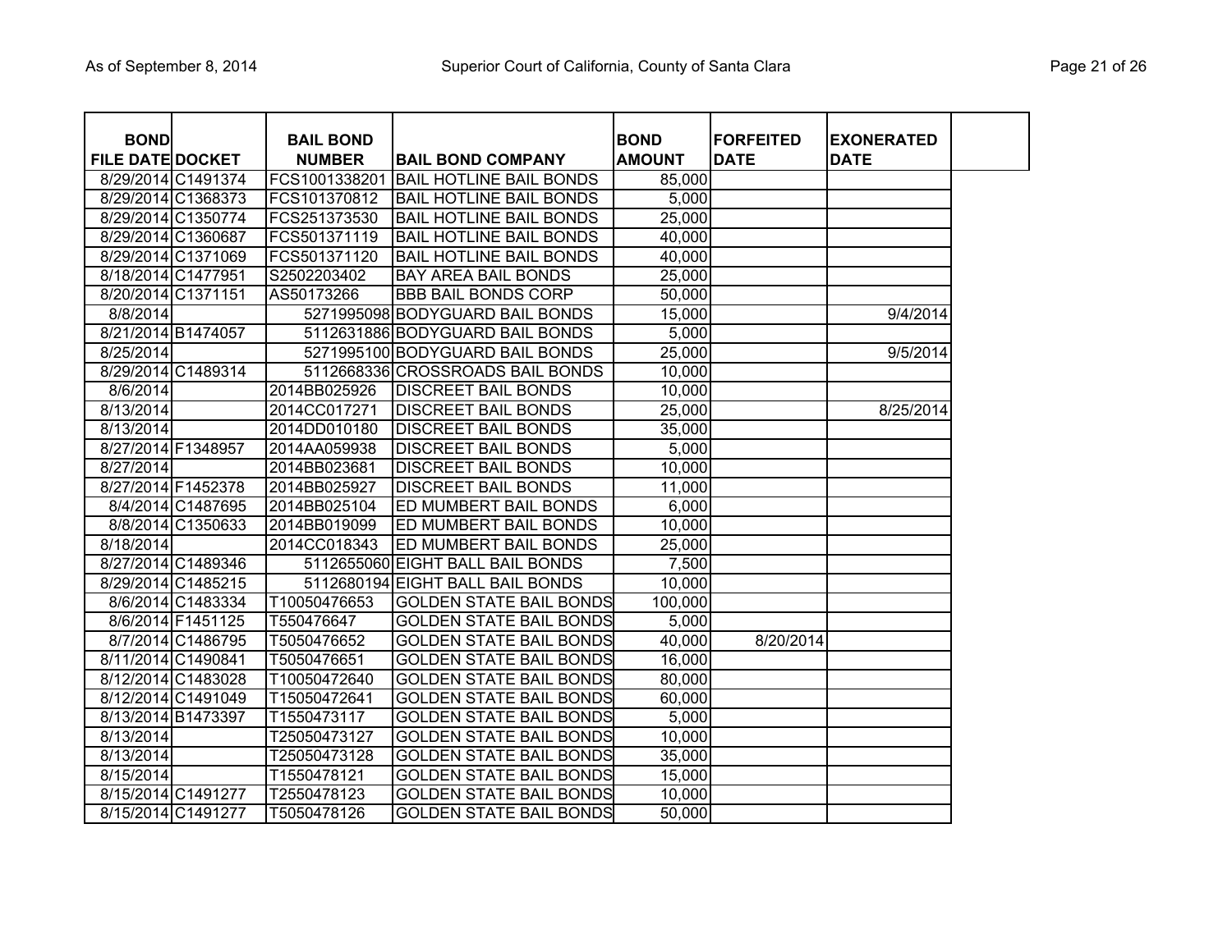| BOND FILE DATE | DOCKET | BAIL BOND NUMBER | BAIL BOND COMPANY | BOND AMOUNT | FORFEITED DATE | EXONERATED DATE | |
|---|---|---|---|---|---|---|---|
| 8/29/2014 | C1491374 | FCS1001338201 | BAIL HOTLINE BAIL BONDS | 85,000 | | | |
| 8/29/2014 | C1368373 | FCS101370812 | BAIL HOTLINE BAIL BONDS | 5,000 | | | |
| 8/29/2014 | C1350774 | FCS251373530 | BAIL HOTLINE BAIL BONDS | 25,000 | | | |
| 8/29/2014 | C1360687 | FCS501371119 | BAIL HOTLINE BAIL BONDS | 40,000 | | | |
| 8/29/2014 | C1371069 | FCS501371120 | BAIL HOTLINE BAIL BONDS | 40,000 | | | |
| 8/18/2014 | C1477951 | S2502203402 | BAY AREA BAIL BONDS | 25,000 | | | |
| 8/20/2014 | C1371151 | AS50173266 | BBB BAIL BONDS CORP | 50,000 | | | |
| 8/8/2014 | | 5271995098 | BODYGUARD BAIL BONDS | 15,000 | | 9/4/2014 | |
| 8/21/2014 | B1474057 | 5112631886 | BODYGUARD BAIL BONDS | 5,000 | | | |
| 8/25/2014 | | 5271995100 | BODYGUARD BAIL BONDS | 25,000 | | 9/5/2014 | |
| 8/29/2014 | C1489314 | 5112668336 | CROSSROADS BAIL BONDS | 10,000 | | | |
| 8/6/2014 | | 2014BB025926 | DISCREET BAIL BONDS | 10,000 | | | |
| 8/13/2014 | | 2014CC017271 | DISCREET BAIL BONDS | 25,000 | | 8/25/2014 | |
| 8/13/2014 | | 2014DD010180 | DISCREET BAIL BONDS | 35,000 | | | |
| 8/27/2014 | F1348957 | 2014AA059938 | DISCREET BAIL BONDS | 5,000 | | | |
| 8/27/2014 | | 2014BB023681 | DISCREET BAIL BONDS | 10,000 | | | |
| 8/27/2014 | F1452378 | 2014BB025927 | DISCREET BAIL BONDS | 11,000 | | | |
| 8/4/2014 | C1487695 | 2014BB025104 | ED MUMBERT BAIL BONDS | 6,000 | | | |
| 8/8/2014 | C1350633 | 2014BB019099 | ED MUMBERT BAIL BONDS | 10,000 | | | |
| 8/18/2014 | | 2014CC018343 | ED MUMBERT BAIL BONDS | 25,000 | | | |
| 8/27/2014 | C1489346 | 5112655060 | EIGHT BALL BAIL BONDS | 7,500 | | | |
| 8/29/2014 | C1485215 | 5112680194 | EIGHT BALL BAIL BONDS | 10,000 | | | |
| 8/6/2014 | C1483334 | T10050476653 | GOLDEN STATE BAIL BONDS | 100,000 | | | |
| 8/6/2014 | F1451125 | T550476647 | GOLDEN STATE BAIL BONDS | 5,000 | | | |
| 8/7/2014 | C1486795 | T5050476652 | GOLDEN STATE BAIL BONDS | 40,000 | 8/20/2014 | | |
| 8/11/2014 | C1490841 | T5050476651 | GOLDEN STATE BAIL BONDS | 16,000 | | | |
| 8/12/2014 | C1483028 | T10050472640 | GOLDEN STATE BAIL BONDS | 80,000 | | | |
| 8/12/2014 | C1491049 | T15050472641 | GOLDEN STATE BAIL BONDS | 60,000 | | | |
| 8/13/2014 | B1473397 | T1550473117 | GOLDEN STATE BAIL BONDS | 5,000 | | | |
| 8/13/2014 | | T25050473127 | GOLDEN STATE BAIL BONDS | 10,000 | | | |
| 8/13/2014 | | T25050473128 | GOLDEN STATE BAIL BONDS | 35,000 | | | |
| 8/15/2014 | | T1550478121 | GOLDEN STATE BAIL BONDS | 15,000 | | | |
| 8/15/2014 | C1491277 | T2550478123 | GOLDEN STATE BAIL BONDS | 10,000 | | | |
| 8/15/2014 | C1491277 | T5050478126 | GOLDEN STATE BAIL BONDS | 50,000 | | | |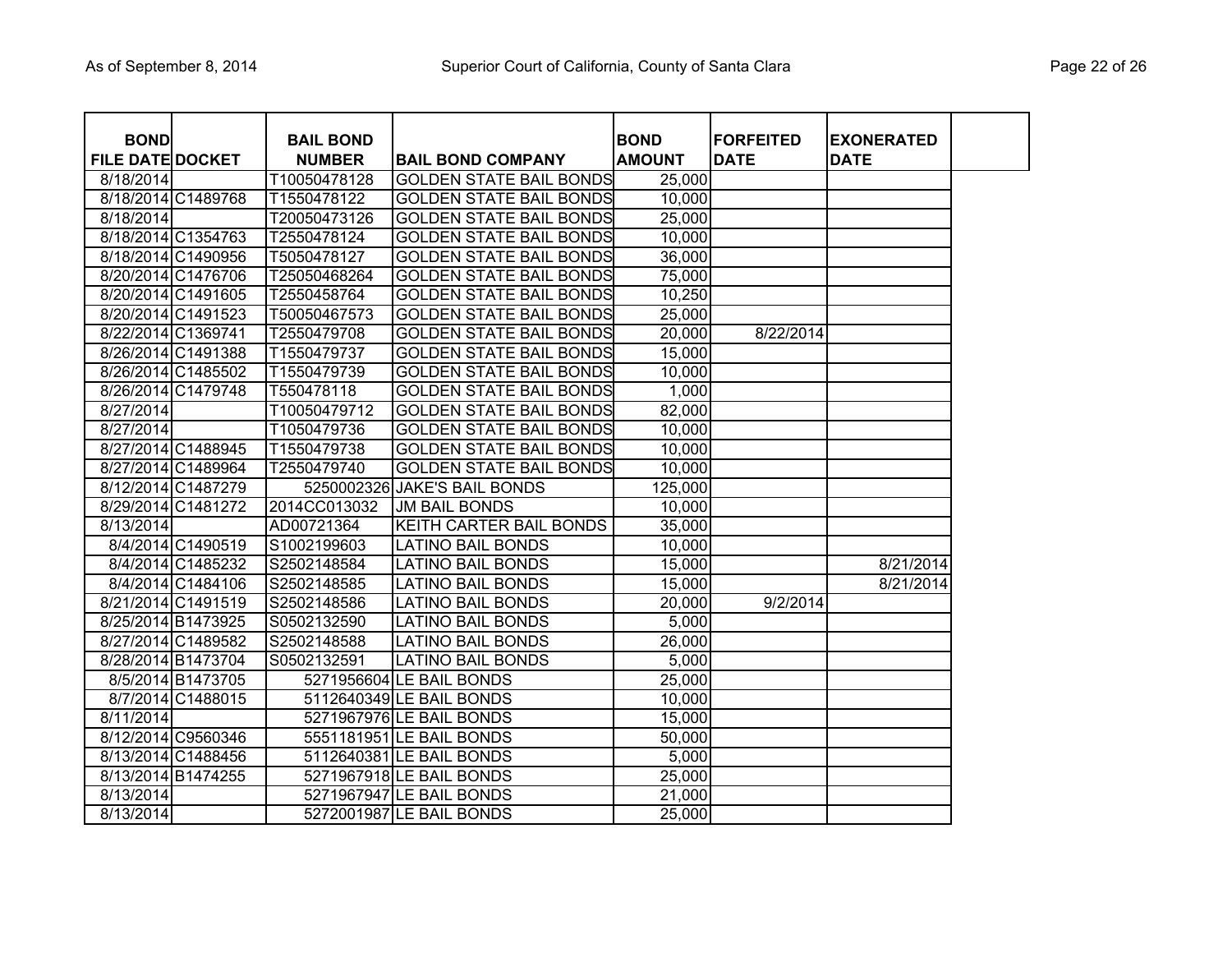| BOND FILE DATE | DOCKET | BAIL BOND NUMBER | BAIL BOND COMPANY | BOND AMOUNT | FORFEITED DATE | EXONERATED DATE |
|---|---|---|---|---|---|---|
| 8/18/2014 | | T10050478128 | GOLDEN STATE BAIL BONDS | 25,000 | | |
| 8/18/2014 | C1489768 | T1550478122 | GOLDEN STATE BAIL BONDS | 10,000 | | |
| 8/18/2014 | | T20050473126 | GOLDEN STATE BAIL BONDS | 25,000 | | |
| 8/18/2014 | C1354763 | T2550478124 | GOLDEN STATE BAIL BONDS | 10,000 | | |
| 8/18/2014 | C1490956 | T5050478127 | GOLDEN STATE BAIL BONDS | 36,000 | | |
| 8/20/2014 | C1476706 | T25050468264 | GOLDEN STATE BAIL BONDS | 75,000 | | |
| 8/20/2014 | C1491605 | T2550458764 | GOLDEN STATE BAIL BONDS | 10,250 | | |
| 8/20/2014 | C1491523 | T50050467573 | GOLDEN STATE BAIL BONDS | 25,000 | | |
| 8/22/2014 | C1369741 | T2550479708 | GOLDEN STATE BAIL BONDS | 20,000 | 8/22/2014 | |
| 8/26/2014 | C1491388 | T1550479737 | GOLDEN STATE BAIL BONDS | 15,000 | | |
| 8/26/2014 | C1485502 | T1550479739 | GOLDEN STATE BAIL BONDS | 10,000 | | |
| 8/26/2014 | C1479748 | T550478118 | GOLDEN STATE BAIL BONDS | 1,000 | | |
| 8/27/2014 | | T10050479712 | GOLDEN STATE BAIL BONDS | 82,000 | | |
| 8/27/2014 | | T1050479736 | GOLDEN STATE BAIL BONDS | 10,000 | | |
| 8/27/2014 | C1488945 | T1550479738 | GOLDEN STATE BAIL BONDS | 10,000 | | |
| 8/27/2014 | C1489964 | T2550479740 | GOLDEN STATE BAIL BONDS | 10,000 | | |
| 8/12/2014 | C1487279 | 5250002326 | JAKE'S BAIL BONDS | 125,000 | | |
| 8/29/2014 | C1481272 | 2014CC013032 | JM BAIL BONDS | 10,000 | | |
| 8/13/2014 | | AD00721364 | KEITH CARTER BAIL BONDS | 35,000 | | |
| 8/4/2014 | C1490519 | S1002199603 | LATINO BAIL BONDS | 10,000 | | |
| 8/4/2014 | C1485232 | S2502148584 | LATINO BAIL BONDS | 15,000 | | 8/21/2014 |
| 8/4/2014 | C1484106 | S2502148585 | LATINO BAIL BONDS | 15,000 | | 8/21/2014 |
| 8/21/2014 | C1491519 | S2502148586 | LATINO BAIL BONDS | 20,000 | 9/2/2014 | |
| 8/25/2014 | B1473925 | S0502132590 | LATINO BAIL BONDS | 5,000 | | |
| 8/27/2014 | C1489582 | S2502148588 | LATINO BAIL BONDS | 26,000 | | |
| 8/28/2014 | B1473704 | S0502132591 | LATINO BAIL BONDS | 5,000 | | |
| 8/5/2014 | B1473705 | 5271956604 | LE BAIL BONDS | 25,000 | | |
| 8/7/2014 | C1488015 | 5112640349 | LE BAIL BONDS | 10,000 | | |
| 8/11/2014 | | 5271967976 | LE BAIL BONDS | 15,000 | | |
| 8/12/2014 | C9560346 | 5551181951 | LE BAIL BONDS | 50,000 | | |
| 8/13/2014 | C1488456 | 5112640381 | LE BAIL BONDS | 5,000 | | |
| 8/13/2014 | B1474255 | 5271967918 | LE BAIL BONDS | 25,000 | | |
| 8/13/2014 | | 5271967947 | LE BAIL BONDS | 21,000 | | |
| 8/13/2014 | | 5272001987 | LE BAIL BONDS | 25,000 | | |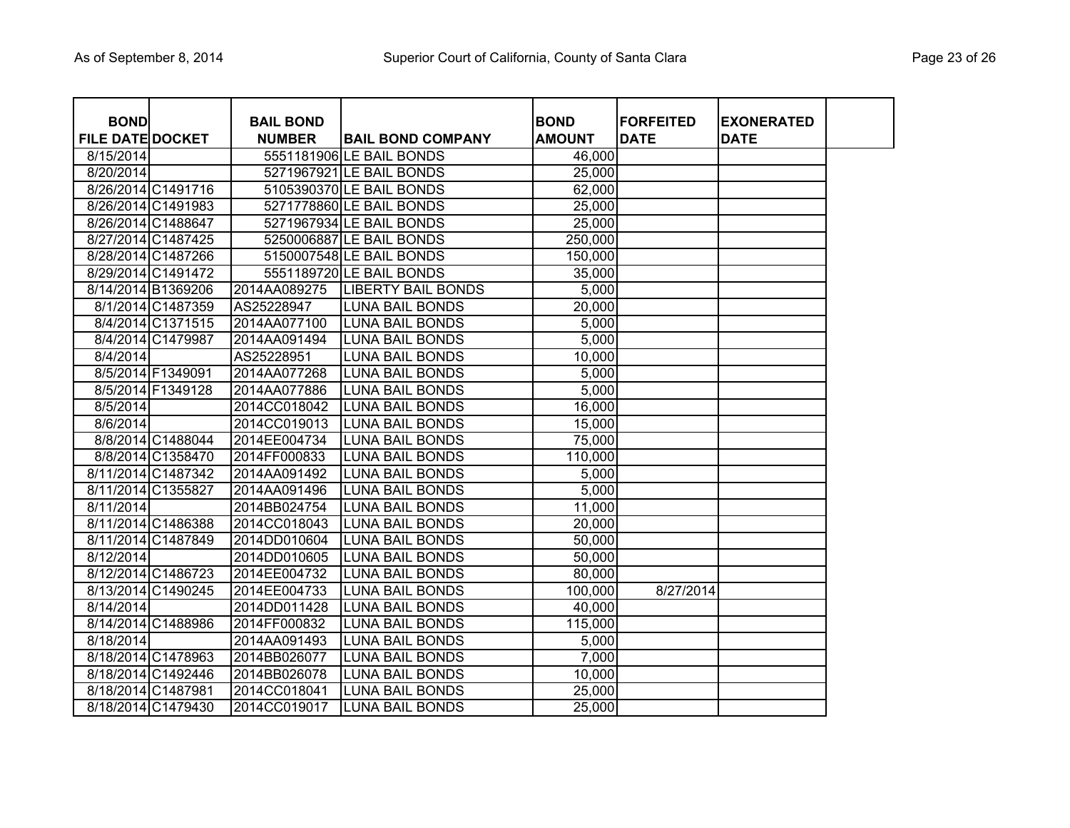| BOND FILE DATE | DOCKET | BAIL BOND NUMBER | BAIL BOND COMPANY | BOND AMOUNT | FORFEITED DATE | EXONERATED DATE |
|---|---|---|---|---|---|---|
| 8/15/2014 | | 5551181906 | LE BAIL BONDS | 46,000 | | |
| 8/20/2014 | | 5271967921 | LE BAIL BONDS | 25,000 | | |
| 8/26/2014 | C1491716 | 5105390370 | LE BAIL BONDS | 62,000 | | |
| 8/26/2014 | C1491983 | 5271778860 | LE BAIL BONDS | 25,000 | | |
| 8/26/2014 | C1488647 | 5271967934 | LE BAIL BONDS | 25,000 | | |
| 8/27/2014 | C1487425 | 5250006887 | LE BAIL BONDS | 250,000 | | |
| 8/28/2014 | C1487266 | 5150007548 | LE BAIL BONDS | 150,000 | | |
| 8/29/2014 | C1491472 | 5551189720 | LE BAIL BONDS | 35,000 | | |
| 8/14/2014 | B1369206 | 2014AA089275 | LIBERTY BAIL BONDS | 5,000 | | |
| 8/1/2014 | C1487359 | AS25228947 | LUNA BAIL BONDS | 20,000 | | |
| 8/4/2014 | C1371515 | 2014AA077100 | LUNA BAIL BONDS | 5,000 | | |
| 8/4/2014 | C1479987 | 2014AA091494 | LUNA BAIL BONDS | 5,000 | | |
| 8/4/2014 | | AS25228951 | LUNA BAIL BONDS | 10,000 | | |
| 8/5/2014 | F1349091 | 2014AA077268 | LUNA BAIL BONDS | 5,000 | | |
| 8/5/2014 | F1349128 | 2014AA077886 | LUNA BAIL BONDS | 5,000 | | |
| 8/5/2014 | | 2014CC018042 | LUNA BAIL BONDS | 16,000 | | |
| 8/6/2014 | | 2014CC019013 | LUNA BAIL BONDS | 15,000 | | |
| 8/8/2014 | C1488044 | 2014EE004734 | LUNA BAIL BONDS | 75,000 | | |
| 8/8/2014 | C1358470 | 2014FF000833 | LUNA BAIL BONDS | 110,000 | | |
| 8/11/2014 | C1487342 | 2014AA091492 | LUNA BAIL BONDS | 5,000 | | |
| 8/11/2014 | C1355827 | 2014AA091496 | LUNA BAIL BONDS | 5,000 | | |
| 8/11/2014 | | 2014BB024754 | LUNA BAIL BONDS | 11,000 | | |
| 8/11/2014 | C1486388 | 2014CC018043 | LUNA BAIL BONDS | 20,000 | | |
| 8/11/2014 | C1487849 | 2014DD010604 | LUNA BAIL BONDS | 50,000 | | |
| 8/12/2014 | | 2014DD010605 | LUNA BAIL BONDS | 50,000 | | |
| 8/12/2014 | C1486723 | 2014EE004732 | LUNA BAIL BONDS | 80,000 | | |
| 8/13/2014 | C1490245 | 2014EE004733 | LUNA BAIL BONDS | 100,000 | 8/27/2014 | |
| 8/14/2014 | | 2014DD011428 | LUNA BAIL BONDS | 40,000 | | |
| 8/14/2014 | C1488986 | 2014FF000832 | LUNA BAIL BONDS | 115,000 | | |
| 8/18/2014 | | 2014AA091493 | LUNA BAIL BONDS | 5,000 | | |
| 8/18/2014 | C1478963 | 2014BB026077 | LUNA BAIL BONDS | 7,000 | | |
| 8/18/2014 | C1492446 | 2014BB026078 | LUNA BAIL BONDS | 10,000 | | |
| 8/18/2014 | C1487981 | 2014CC018041 | LUNA BAIL BONDS | 25,000 | | |
| 8/18/2014 | C1479430 | 2014CC019017 | LUNA BAIL BONDS | 25,000 | | |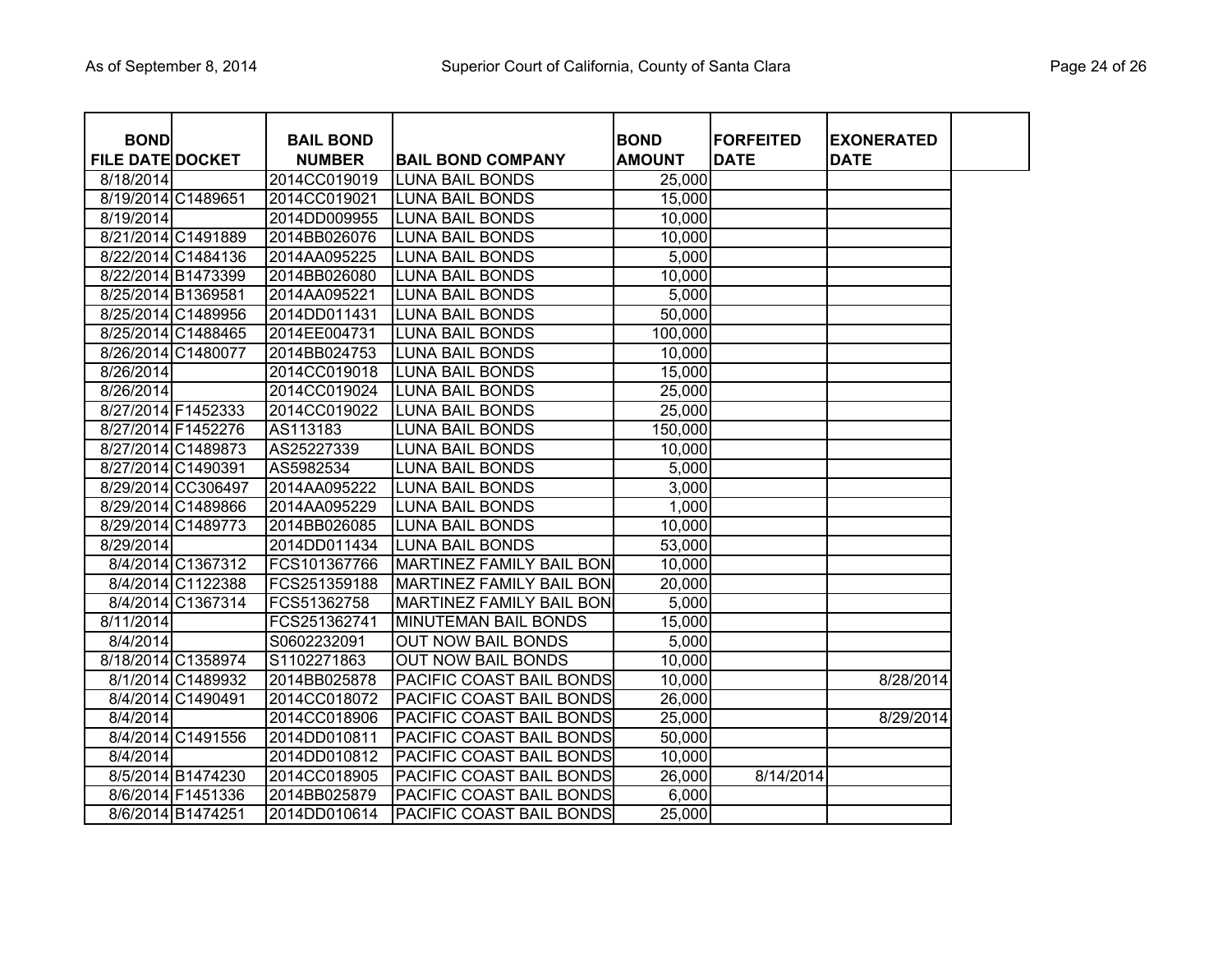| BOND FILE DATE | DOCKET | BAIL BOND NUMBER | BAIL BOND COMPANY | BOND AMOUNT | FORFEITED DATE | EXONERATED DATE |
|---|---|---|---|---|---|---|
| 8/18/2014 | | 2014CC019019 | LUNA BAIL BONDS | 25,000 | | |
| 8/19/2014 | C1489651 | 2014CC019021 | LUNA BAIL BONDS | 15,000 | | |
| 8/19/2014 | | 2014DD009955 | LUNA BAIL BONDS | 10,000 | | |
| 8/21/2014 | C1491889 | 2014BB026076 | LUNA BAIL BONDS | 10,000 | | |
| 8/22/2014 | C1484136 | 2014AA095225 | LUNA BAIL BONDS | 5,000 | | |
| 8/22/2014 | B1473399 | 2014BB026080 | LUNA BAIL BONDS | 10,000 | | |
| 8/25/2014 | B1369581 | 2014AA095221 | LUNA BAIL BONDS | 5,000 | | |
| 8/25/2014 | C1489956 | 2014DD011431 | LUNA BAIL BONDS | 50,000 | | |
| 8/25/2014 | C1488465 | 2014EE004731 | LUNA BAIL BONDS | 100,000 | | |
| 8/26/2014 | C1480077 | 2014BB024753 | LUNA BAIL BONDS | 10,000 | | |
| 8/26/2014 | | 2014CC019018 | LUNA BAIL BONDS | 15,000 | | |
| 8/26/2014 | | 2014CC019024 | LUNA BAIL BONDS | 25,000 | | |
| 8/27/2014 | F1452333 | 2014CC019022 | LUNA BAIL BONDS | 25,000 | | |
| 8/27/2014 | F1452276 | AS113183 | LUNA BAIL BONDS | 150,000 | | |
| 8/27/2014 | C1489873 | AS25227339 | LUNA BAIL BONDS | 10,000 | | |
| 8/27/2014 | C1490391 | AS5982534 | LUNA BAIL BONDS | 5,000 | | |
| 8/29/2014 | CC306497 | 2014AA095222 | LUNA BAIL BONDS | 3,000 | | |
| 8/29/2014 | C1489866 | 2014AA095229 | LUNA BAIL BONDS | 1,000 | | |
| 8/29/2014 | C1489773 | 2014BB026085 | LUNA BAIL BONDS | 10,000 | | |
| 8/29/2014 | | 2014DD011434 | LUNA BAIL BONDS | 53,000 | | |
| 8/4/2014 | C1367312 | FCS101367766 | MARTINEZ FAMILY BAIL BON | 10,000 | | |
| 8/4/2014 | C1122388 | FCS251359188 | MARTINEZ FAMILY BAIL BON | 20,000 | | |
| 8/4/2014 | C1367314 | FCS51362758 | MARTINEZ FAMILY BAIL BON | 5,000 | | |
| 8/11/2014 | | FCS251362741 | MINUTEMAN BAIL BONDS | 15,000 | | |
| 8/4/2014 | | S0602232091 | OUT NOW BAIL BONDS | 5,000 | | |
| 8/18/2014 | C1358974 | S1102271863 | OUT NOW BAIL BONDS | 10,000 | | |
| 8/1/2014 | C1489932 | 2014BB025878 | PACIFIC COAST BAIL BONDS | 10,000 | | 8/28/2014 |
| 8/4/2014 | C1490491 | 2014CC018072 | PACIFIC COAST BAIL BONDS | 26,000 | | |
| 8/4/2014 | | 2014CC018906 | PACIFIC COAST BAIL BONDS | 25,000 | | 8/29/2014 |
| 8/4/2014 | C1491556 | 2014DD010811 | PACIFIC COAST BAIL BONDS | 50,000 | | |
| 8/4/2014 | | 2014DD010812 | PACIFIC COAST BAIL BONDS | 10,000 | | |
| 8/5/2014 | B1474230 | 2014CC018905 | PACIFIC COAST BAIL BONDS | 26,000 | 8/14/2014 | |
| 8/6/2014 | F1451336 | 2014BB025879 | PACIFIC COAST BAIL BONDS | 6,000 | | |
| 8/6/2014 | B1474251 | 2014DD010614 | PACIFIC COAST BAIL BONDS | 25,000 | | |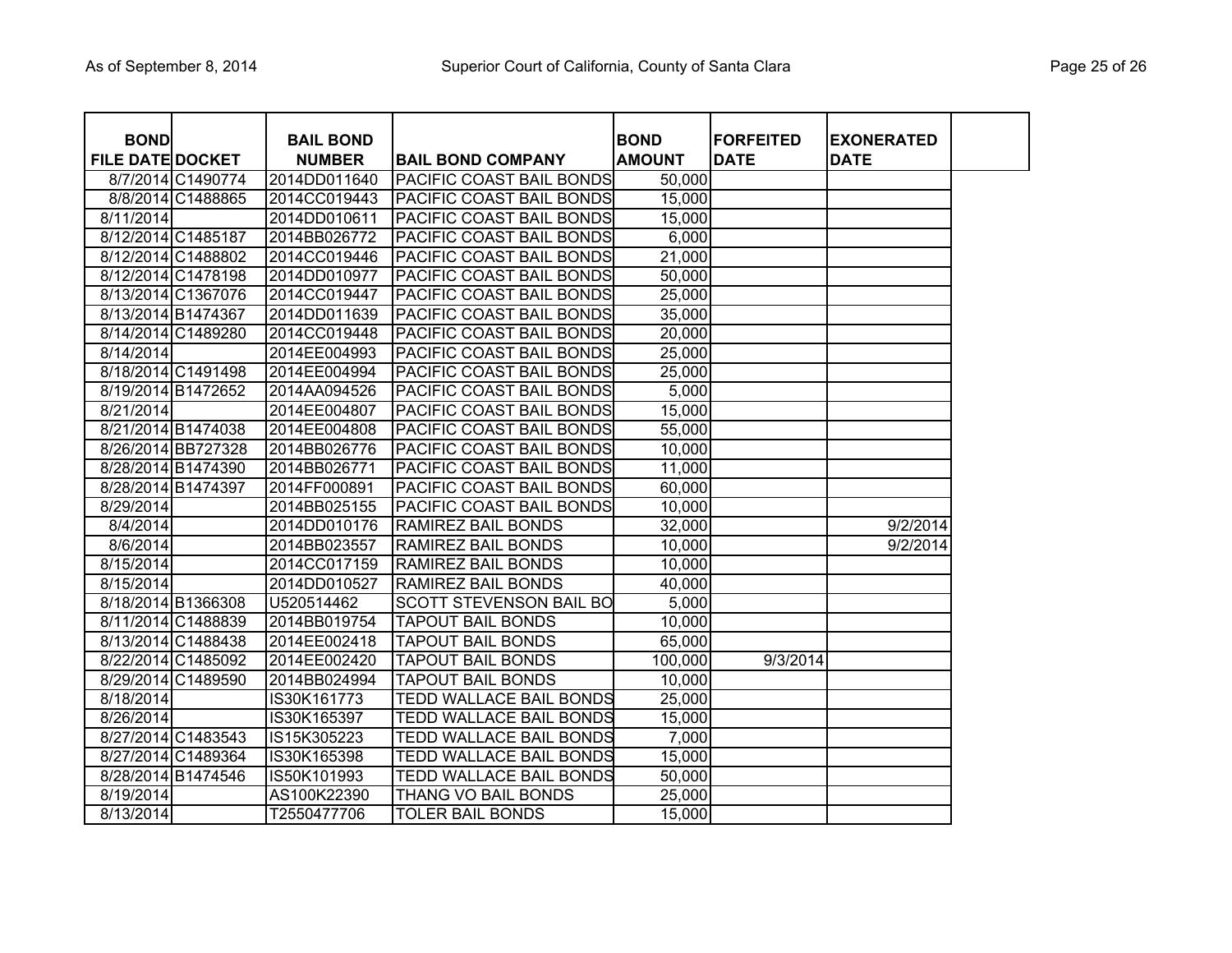| BOND FILE DATE | DOCKET | BAIL BOND NUMBER | BAIL BOND COMPANY | BOND AMOUNT | FORFEITED DATE | EXONERATED DATE |
|---|---|---|---|---|---|---|
| 8/7/2014 | C1490774 | 2014DD011640 | PACIFIC COAST BAIL BONDS | 50,000 | | |
| 8/8/2014 | C1488865 | 2014CC019443 | PACIFIC COAST BAIL BONDS | 15,000 | | |
| 8/11/2014 | | 2014DD010611 | PACIFIC COAST BAIL BONDS | 15,000 | | |
| 8/12/2014 | C1485187 | 2014BB026772 | PACIFIC COAST BAIL BONDS | 6,000 | | |
| 8/12/2014 | C1488802 | 2014CC019446 | PACIFIC COAST BAIL BONDS | 21,000 | | |
| 8/12/2014 | C1478198 | 2014DD010977 | PACIFIC COAST BAIL BONDS | 50,000 | | |
| 8/13/2014 | C1367076 | 2014CC019447 | PACIFIC COAST BAIL BONDS | 25,000 | | |
| 8/13/2014 | B1474367 | 2014DD011639 | PACIFIC COAST BAIL BONDS | 35,000 | | |
| 8/14/2014 | C1489280 | 2014CC019448 | PACIFIC COAST BAIL BONDS | 20,000 | | |
| 8/14/2014 | | 2014EE004993 | PACIFIC COAST BAIL BONDS | 25,000 | | |
| 8/18/2014 | C1491498 | 2014EE004994 | PACIFIC COAST BAIL BONDS | 25,000 | | |
| 8/19/2014 | B1472652 | 2014AA094526 | PACIFIC COAST BAIL BONDS | 5,000 | | |
| 8/21/2014 | | 2014EE004807 | PACIFIC COAST BAIL BONDS | 15,000 | | |
| 8/21/2014 | B1474038 | 2014EE004808 | PACIFIC COAST BAIL BONDS | 55,000 | | |
| 8/26/2014 | BB727328 | 2014BB026776 | PACIFIC COAST BAIL BONDS | 10,000 | | |
| 8/28/2014 | B1474390 | 2014BB026771 | PACIFIC COAST BAIL BONDS | 11,000 | | |
| 8/28/2014 | B1474397 | 2014FF000891 | PACIFIC COAST BAIL BONDS | 60,000 | | |
| 8/29/2014 | | 2014BB025155 | PACIFIC COAST BAIL BONDS | 10,000 | | |
| 8/4/2014 | | 2014DD010176 | RAMIREZ BAIL BONDS | 32,000 | | 9/2/2014 |
| 8/6/2014 | | 2014BB023557 | RAMIREZ BAIL BONDS | 10,000 | | 9/2/2014 |
| 8/15/2014 | | 2014CC017159 | RAMIREZ BAIL BONDS | 10,000 | | |
| 8/15/2014 | | 2014DD010527 | RAMIREZ BAIL BONDS | 40,000 | | |
| 8/18/2014 | B1366308 | U520514462 | SCOTT STEVENSON BAIL BO | 5,000 | | |
| 8/11/2014 | C1488839 | 2014BB019754 | TAPOUT BAIL BONDS | 10,000 | | |
| 8/13/2014 | C1488438 | 2014EE002418 | TAPOUT BAIL BONDS | 65,000 | | |
| 8/22/2014 | C1485092 | 2014EE002420 | TAPOUT BAIL BONDS | 100,000 | 9/3/2014 | |
| 8/29/2014 | C1489590 | 2014BB024994 | TAPOUT BAIL BONDS | 10,000 | | |
| 8/18/2014 | | IS30K161773 | TEDD WALLACE BAIL BONDS | 25,000 | | |
| 8/26/2014 | | IS30K165397 | TEDD WALLACE BAIL BONDS | 15,000 | | |
| 8/27/2014 | C1483543 | IS15K305223 | TEDD WALLACE BAIL BONDS | 7,000 | | |
| 8/27/2014 | C1489364 | IS30K165398 | TEDD WALLACE BAIL BONDS | 15,000 | | |
| 8/28/2014 | B1474546 | IS50K101993 | TEDD WALLACE BAIL BONDS | 50,000 | | |
| 8/19/2014 | | AS100K22390 | THANG VO BAIL BONDS | 25,000 | | |
| 8/13/2014 | | T2550477706 | TOLER BAIL BONDS | 15,000 | | |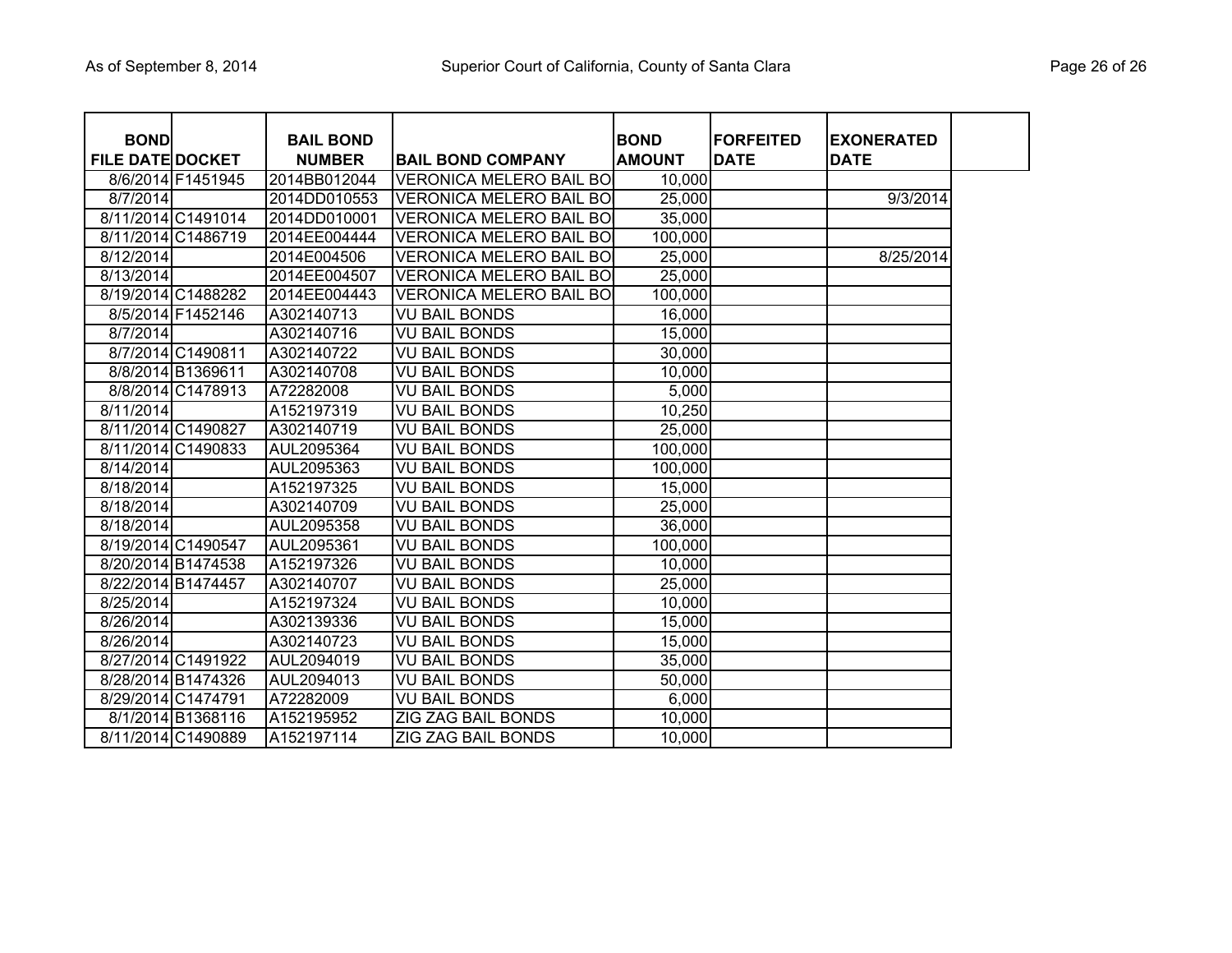| BOND FILE DATE | DOCKET | BAIL BOND NUMBER | BAIL BOND COMPANY | BOND AMOUNT | FORFEITED DATE | EXONERATED DATE |
|---|---|---|---|---|---|---|
| 8/6/2014 | F1451945 | 2014BB012044 | VERONICA MELERO BAIL BO | 10,000 | | |
| 8/7/2014 | | 2014DD010553 | VERONICA MELERO BAIL BO | 25,000 | | 9/3/2014 |
| 8/11/2014 | C1491014 | 2014DD010001 | VERONICA MELERO BAIL BO | 35,000 | | |
| 8/11/2014 | C1486719 | 2014EE004444 | VERONICA MELERO BAIL BO | 100,000 | | |
| 8/12/2014 | | 2014E004506 | VERONICA MELERO BAIL BO | 25,000 | | 8/25/2014 |
| 8/13/2014 | | 2014EE004507 | VERONICA MELERO BAIL BO | 25,000 | | |
| 8/19/2014 | C1488282 | 2014EE004443 | VERONICA MELERO BAIL BO | 100,000 | | |
| 8/5/2014 | F1452146 | A302140713 | VU BAIL BONDS | 16,000 | | |
| 8/7/2014 | | A302140716 | VU BAIL BONDS | 15,000 | | |
| 8/7/2014 | C1490811 | A302140722 | VU BAIL BONDS | 30,000 | | |
| 8/8/2014 | B1369611 | A302140708 | VU BAIL BONDS | 10,000 | | |
| 8/8/2014 | C1478913 | A72282008 | VU BAIL BONDS | 5,000 | | |
| 8/11/2014 | | A152197319 | VU BAIL BONDS | 10,250 | | |
| 8/11/2014 | C1490827 | A302140719 | VU BAIL BONDS | 25,000 | | |
| 8/11/2014 | C1490833 | AUL2095364 | VU BAIL BONDS | 100,000 | | |
| 8/14/2014 | | AUL2095363 | VU BAIL BONDS | 100,000 | | |
| 8/18/2014 | | A152197325 | VU BAIL BONDS | 15,000 | | |
| 8/18/2014 | | A302140709 | VU BAIL BONDS | 25,000 | | |
| 8/18/2014 | | AUL2095358 | VU BAIL BONDS | 36,000 | | |
| 8/19/2014 | C1490547 | AUL2095361 | VU BAIL BONDS | 100,000 | | |
| 8/20/2014 | B1474538 | A152197326 | VU BAIL BONDS | 10,000 | | |
| 8/22/2014 | B1474457 | A302140707 | VU BAIL BONDS | 25,000 | | |
| 8/25/2014 | | A152197324 | VU BAIL BONDS | 10,000 | | |
| 8/26/2014 | | A302139336 | VU BAIL BONDS | 15,000 | | |
| 8/26/2014 | | A302140723 | VU BAIL BONDS | 15,000 | | |
| 8/27/2014 | C1491922 | AUL2094019 | VU BAIL BONDS | 35,000 | | |
| 8/28/2014 | B1474326 | AUL2094013 | VU BAIL BONDS | 50,000 | | |
| 8/29/2014 | C1474791 | A72282009 | VU BAIL BONDS | 6,000 | | |
| 8/1/2014 | B1368116 | A152195952 | ZIG ZAG BAIL BONDS | 10,000 | | |
| 8/11/2014 | C1490889 | A152197114 | ZIG ZAG BAIL BONDS | 10,000 | | |